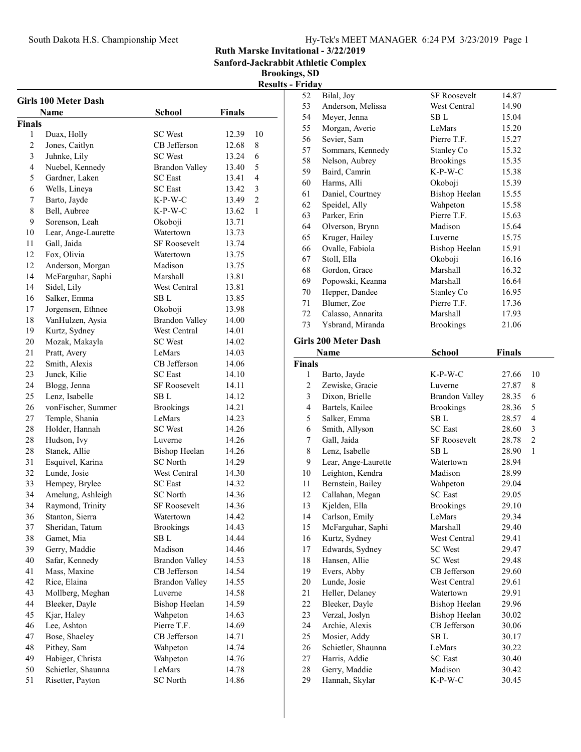Ruth Marske Invitational - 3/22/2019
Sanford-Jackrabbit Athletic Complex
Brookings, SD

**Results - Friday**

## Girls 100 Meter Dash

| | Name | School | Finals | |
|---|---|---|---|---|
| **Finals** | | | | |
| 1 | Duax, Holly | SC West | 12.39 | 10 |
| 2 | Jones, Caitlyn | CB Jefferson | 12.68 | 8 |
| 3 | Juhnke, Lily | SC West | 13.24 | 6 |
| 4 | Nuebel, Kennedy | Brandon Valley | 13.40 | 5 |
| 5 | Gardner, Laken | SC East | 13.41 | 4 |
| 6 | Wells, Lineya | SC East | 13.42 | 3 |
| 7 | Barto, Jayde | K-P-W-C | 13.49 | 2 |
| 8 | Bell, Aubree | K-P-W-C | 13.62 | 1 |
| 9 | Sorenson, Leah | Okoboji | 13.71 | |
| 10 | Lear, Ange-Laurette | Watertown | 13.73 | |
| 11 | Gall, Jaida | SF Roosevelt | 13.74 | |
| 12 | Fox, Olivia | Watertown | 13.75 | |
| 12 | Anderson, Morgan | Madison | 13.75 | |
| 14 | McFarguhar, Saphi | Marshall | 13.81 | |
| 14 | Sidel, Lily | West Central | 13.81 | |
| 16 | Salker, Emma | SB L | 13.85 | |
| 17 | Jorgensen, Ethnee | Okoboji | 13.98 | |
| 18 | VanHulzen, Aysia | Brandon Valley | 14.00 | |
| 19 | Kurtz, Sydney | West Central | 14.01 | |
| 20 | Mozak, Makayla | SC West | 14.02 | |
| 21 | Pratt, Avery | LeMars | 14.03 | |
| 22 | Smith, Alexis | CB Jefferson | 14.06 | |
| 23 | Junck, Kilie | SC East | 14.10 | |
| 24 | Blogg, Jenna | SF Roosevelt | 14.11 | |
| 25 | Lenz, Isabelle | SB L | 14.12 | |
| 26 | vonFischer, Summer | Brookings | 14.21 | |
| 27 | Temple, Shania | LeMars | 14.23 | |
| 28 | Holder, Hannah | SC West | 14.26 | |
| 28 | Hudson, Ivy | Luverne | 14.26 | |
| 28 | Stanek, Allie | Bishop Heelan | 14.26 | |
| 31 | Esquivel, Karina | SC North | 14.29 | |
| 32 | Lunde, Josie | West Central | 14.30 | |
| 33 | Hempey, Brylee | SC East | 14.32 | |
| 34 | Amelung, Ashleigh | SC North | 14.36 | |
| 34 | Raymond, Trinity | SF Roosevelt | 14.36 | |
| 36 | Stanton, Sierra | Watertown | 14.42 | |
| 37 | Sheridan, Tatum | Brookings | 14.43 | |
| 38 | Gamet, Mia | SB L | 14.44 | |
| 39 | Gerry, Maddie | Madison | 14.46 | |
| 40 | Safar, Kennedy | Brandon Valley | 14.53 | |
| 41 | Mass, Maxine | CB Jefferson | 14.54 | |
| 42 | Rice, Elaina | Brandon Valley | 14.55 | |
| 43 | Mollberg, Meghan | Luverne | 14.58 | |
| 44 | Bleeker, Dayle | Bishop Heelan | 14.59 | |
| 45 | Kjar, Haley | Wahpeton | 14.63 | |
| 46 | Lee, Ashton | Pierre T.F. | 14.69 | |
| 47 | Bose, Shaeley | CB Jefferson | 14.71 | |
| 48 | Pithey, Sam | Wahpeton | 14.74 | |
| 49 | Habiger, Christa | Wahpeton | 14.76 | |
| 50 | Schietler, Shaunna | LeMars | 14.78 | |
| 51 | Risetter, Payton | SC North | 14.86 | |
| 52 | Bilal, Joy | SF Roosevelt | 14.87 | |
| 53 | Anderson, Melissa | West Central | 14.90 | |
| 54 | Meyer, Jenna | SB L | 15.04 | |
| 55 | Morgan, Averie | LeMars | 15.20 | |
| 56 | Sevier, Sam | Pierre T.F. | 15.27 | |
| 57 | Sommars, Kennedy | Stanley Co | 15.32 | |
| 58 | Nelson, Aubrey | Brookings | 15.35 | |
| 59 | Baird, Camrin | K-P-W-C | 15.38 | |
| 60 | Harms, Alli | Okoboji | 15.39 | |
| 61 | Daniel, Courtney | Bishop Heelan | 15.55 | |
| 62 | Speidel, Ally | Wahpeton | 15.58 | |
| 63 | Parker, Erin | Pierre T.F. | 15.63 | |
| 64 | Olverson, Brynn | Madison | 15.64 | |
| 65 | Kruger, Hailey | Luverne | 15.75 | |
| 66 | Ovalle, Fabiola | Bishop Heelan | 15.91 | |
| 67 | Stoll, Ella | Okoboji | 16.16 | |
| 68 | Gordon, Grace | Marshall | 16.32 | |
| 69 | Popowski, Keanna | Marshall | 16.64 | |
| 70 | Hepper, Dandee | Stanley Co | 16.95 | |
| 71 | Blumer, Zoe | Pierre T.F. | 17.36 | |
| 72 | Calasso, Annarita | Marshall | 17.93 | |
| 73 | Ysbrand, Miranda | Brookings | 21.06 | |

## Girls 200 Meter Dash

| | Name | School | Finals | |
|---|---|---|---|---|
| **Finals** | | | | |
| 1 | Barto, Jayde | K-P-W-C | 27.66 | 10 |
| 2 | Zewiske, Gracie | Luverne | 27.87 | 8 |
| 3 | Dixon, Brielle | Brandon Valley | 28.35 | 6 |
| 4 | Bartels, Kailee | Brookings | 28.36 | 5 |
| 5 | Salker, Emma | SB L | 28.57 | 4 |
| 6 | Smith, Allyson | SC East | 28.60 | 3 |
| 7 | Gall, Jaida | SF Roosevelt | 28.78 | 2 |
| 8 | Lenz, Isabelle | SB L | 28.90 | 1 |
| 9 | Lear, Ange-Laurette | Watertown | 28.94 | |
| 10 | Leighton, Kendra | Madison | 28.99 | |
| 11 | Bernstein, Bailey | Wahpeton | 29.04 | |
| 12 | Callahan, Megan | SC East | 29.05 | |
| 13 | Kjelden, Ella | Brookings | 29.10 | |
| 14 | Carlson, Emily | LeMars | 29.34 | |
| 15 | McFarguhar, Saphi | Marshall | 29.40 | |
| 16 | Kurtz, Sydney | West Central | 29.41 | |
| 17 | Edwards, Sydney | SC West | 29.47 | |
| 18 | Hansen, Allie | SC West | 29.48 | |
| 19 | Evers, Abby | CB Jefferson | 29.60 | |
| 20 | Lunde, Josie | West Central | 29.61 | |
| 21 | Heller, Delaney | Watertown | 29.91 | |
| 22 | Bleeker, Dayle | Bishop Heelan | 29.96 | |
| 23 | Verzal, Joslyn | Bishop Heelan | 30.02 | |
| 24 | Archie, Alexis | CB Jefferson | 30.06 | |
| 25 | Mosier, Addy | SB L | 30.17 | |
| 26 | Schietler, Shaunna | LeMars | 30.22 | |
| 27 | Harris, Addie | SC East | 30.40 | |
| 28 | Gerry, Maddie | Madison | 30.42 | |
| 29 | Hannah, Skylar | K-P-W-C | 30.45 | |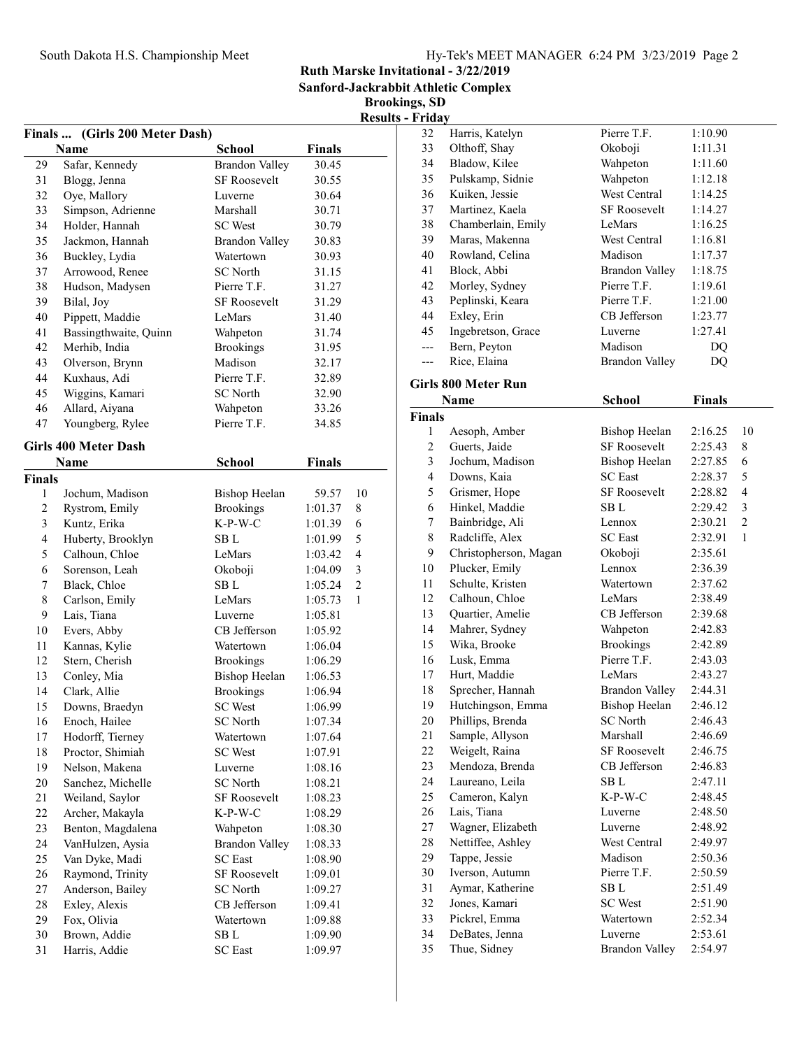Ruth Marske Invitational - 3/22/2019
Sanford-Jackrabbit Athletic Complex
Brookings, SD
Results - Friday

### Finals ... (Girls 200 Meter Dash)

| | Name | School | Finals |
|---|---|---|---|
| 29 | Safar, Kennedy | Brandon Valley | 30.45 |
| 31 | Blogg, Jenna | SF Roosevelt | 30.55 |
| 32 | Oye, Mallory | Luverne | 30.64 |
| 33 | Simpson, Adrienne | Marshall | 30.71 |
| 34 | Holder, Hannah | SC West | 30.79 |
| 35 | Jackmon, Hannah | Brandon Valley | 30.83 |
| 36 | Buckley, Lydia | Watertown | 30.93 |
| 37 | Arrowood, Renee | SC North | 31.15 |
| 38 | Hudson, Madysen | Pierre T.F. | 31.27 |
| 39 | Bilal, Joy | SF Roosevelt | 31.29 |
| 40 | Pippett, Maddie | LeMars | 31.40 |
| 41 | Bassingthwaite, Quinn | Wahpeton | 31.74 |
| 42 | Merhib, India | Brookings | 31.95 |
| 43 | Olverson, Brynn | Madison | 32.17 |
| 44 | Kuxhaus, Adi | Pierre T.F. | 32.89 |
| 45 | Wiggins, Kamari | SC North | 32.90 |
| 46 | Allard, Aiyana | Wahpeton | 33.26 |
| 47 | Youngberg, Rylee | Pierre T.F. | 34.85 |

### Girls 400 Meter Dash

| | Name | School | Finals | |
|---|---|---|---|---|
| **Finals** | | | | |
| 1 | Jochum, Madison | Bishop Heelan | 59.57 | 10 |
| 2 | Rystrom, Emily | Brookings | 1:01.37 | 8 |
| 3 | Kuntz, Erika | K-P-W-C | 1:01.39 | 6 |
| 4 | Huberty, Brooklyn | SB L | 1:01.99 | 5 |
| 5 | Calhoun, Chloe | LeMars | 1:03.42 | 4 |
| 6 | Sorenson, Leah | Okoboji | 1:04.09 | 3 |
| 7 | Black, Chloe | SB L | 1:05.24 | 2 |
| 8 | Carlson, Emily | LeMars | 1:05.73 | 1 |
| 9 | Lais, Tiana | Luverne | 1:05.81 | |
| 10 | Evers, Abby | CB Jefferson | 1:05.92 | |
| 11 | Kannas, Kylie | Watertown | 1:06.04 | |
| 12 | Stern, Cherish | Brookings | 1:06.29 | |
| 13 | Conley, Mia | Bishop Heelan | 1:06.53 | |
| 14 | Clark, Allie | Brookings | 1:06.94 | |
| 15 | Downs, Braedyn | SC West | 1:06.99 | |
| 16 | Enoch, Hailee | SC North | 1:07.34 | |
| 17 | Hodorff, Tierney | Watertown | 1:07.64 | |
| 18 | Proctor, Shimiah | SC West | 1:07.91 | |
| 19 | Nelson, Makena | Luverne | 1:08.16 | |
| 20 | Sanchez, Michelle | SC North | 1:08.21 | |
| 21 | Weiland, Saylor | SF Roosevelt | 1:08.23 | |
| 22 | Archer, Makayla | K-P-W-C | 1:08.29 | |
| 23 | Benton, Magdalena | Wahpeton | 1:08.30 | |
| 24 | VanHulzen, Aysia | Brandon Valley | 1:08.33 | |
| 25 | Van Dyke, Madi | SC East | 1:08.90 | |
| 26 | Raymond, Trinity | SF Roosevelt | 1:09.01 | |
| 27 | Anderson, Bailey | SC North | 1:09.27 | |
| 28 | Exley, Alexis | CB Jefferson | 1:09.41 | |
| 29 | Fox, Olivia | Watertown | 1:09.88 | |
| 30 | Brown, Addie | SB L | 1:09.90 | |
| 31 | Harris, Addie | SC East | 1:09.97 | |
| 32 | Harris, Katelyn | Pierre T.F. | 1:10.90 | |
| 33 | Olthoff, Shay | Okoboji | 1:11.31 | |
| 34 | Bladow, Kilee | Wahpeton | 1:11.60 | |
| 35 | Pulskamp, Sidnie | Wahpeton | 1:12.18 | |
| 36 | Kuiken, Jessie | West Central | 1:14.25 | |
| 37 | Martinez, Kaela | SF Roosevelt | 1:14.27 | |
| 38 | Chamberlain, Emily | LeMars | 1:16.25 | |
| 39 | Maras, Makenna | West Central | 1:16.81 | |
| 40 | Rowland, Celina | Madison | 1:17.37 | |
| 41 | Block, Abbi | Brandon Valley | 1:18.75 | |
| 42 | Morley, Sydney | Pierre T.F. | 1:19.61 | |
| 43 | Peplinski, Keara | Pierre T.F. | 1:21.00 | |
| 44 | Exley, Erin | CB Jefferson | 1:23.77 | |
| 45 | Ingebretson, Grace | Luverne | 1:27.41 | |
| --- | Bern, Peyton | Madison | DQ | |
| --- | Rice, Elaina | Brandon Valley | DQ | |

### Girls 800 Meter Run

| | Name | School | Finals | |
|---|---|---|---|---|
| **Finals** | | | | |
| 1 | Aesoph, Amber | Bishop Heelan | 2:16.25 | 10 |
| 2 | Guerts, Jaide | SF Roosevelt | 2:25.43 | 8 |
| 3 | Jochum, Madison | Bishop Heelan | 2:27.85 | 6 |
| 4 | Downs, Kaia | SC East | 2:28.37 | 5 |
| 5 | Grismer, Hope | SF Roosevelt | 2:28.82 | 4 |
| 6 | Hinkel, Maddie | SB L | 2:29.42 | 3 |
| 7 | Bainbridge, Ali | Lennox | 2:30.21 | 2 |
| 8 | Radcliffe, Alex | SC East | 2:32.91 | 1 |
| 9 | Christopherson, Magan | Okoboji | 2:35.61 | |
| 10 | Plucker, Emily | Lennox | 2:36.39 | |
| 11 | Schulte, Kristen | Watertown | 2:37.62 | |
| 12 | Calhoun, Chloe | LeMars | 2:38.49 | |
| 13 | Quartier, Amelie | CB Jefferson | 2:39.68 | |
| 14 | Mahrer, Sydney | Wahpeton | 2:42.83 | |
| 15 | Wika, Brooke | Brookings | 2:42.89 | |
| 16 | Lusk, Emma | Pierre T.F. | 2:43.03 | |
| 17 | Hurt, Maddie | LeMars | 2:43.27 | |
| 18 | Sprecher, Hannah | Brandon Valley | 2:44.31 | |
| 19 | Hutchingson, Emma | Bishop Heelan | 2:46.12 | |
| 20 | Phillips, Brenda | SC North | 2:46.43 | |
| 21 | Sample, Allyson | Marshall | 2:46.69 | |
| 22 | Weigelt, Raina | SF Roosevelt | 2:46.75 | |
| 23 | Mendoza, Brenda | CB Jefferson | 2:46.83 | |
| 24 | Laureano, Leila | SB L | 2:47.11 | |
| 25 | Cameron, Kalyn | K-P-W-C | 2:48.45 | |
| 26 | Lais, Tiana | Luverne | 2:48.50 | |
| 27 | Wagner, Elizabeth | Luverne | 2:48.92 | |
| 28 | Nettiffee, Ashley | West Central | 2:49.97 | |
| 29 | Tappe, Jessie | Madison | 2:50.36 | |
| 30 | Iverson, Autumn | Pierre T.F. | 2:50.59 | |
| 31 | Aymar, Katherine | SB L | 2:51.49 | |
| 32 | Jones, Kamari | SC West | 2:51.90 | |
| 33 | Pickrel, Emma | Watertown | 2:52.34 | |
| 34 | DeBates, Jenna | Luverne | 2:53.61 | |
| 35 | Thue, Sidney | Brandon Valley | 2:54.97 | |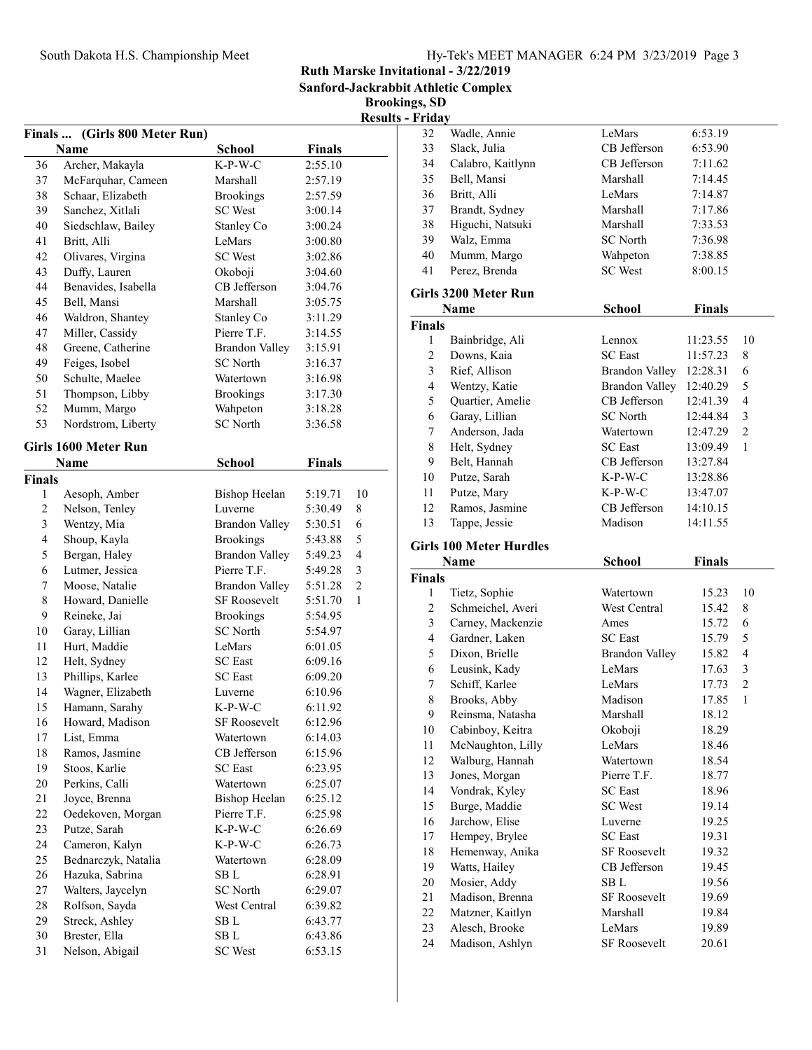# Ruth Marske Invitational - 3/22/2019

**Sanford-Jackrabbit Athletic Complex**

**Brookings, SD**

**Results - Friday**

## Finals ... (Girls 800 Meter Run)

| | Name | School | Finals |
|---|---|---|---|
| 36 | Archer, Makayla | K-P-W-C | 2:55.10 |
| 37 | McFarquhar, Cameen | Marshall | 2:57.19 |
| 38 | Schaar, Elizabeth | Brookings | 2:57.59 |
| 39 | Sanchez, Xitlali | SC West | 3:00.14 |
| 40 | Siedschlaw, Bailey | Stanley Co | 3:00.24 |
| 41 | Britt, Alli | LeMars | 3:00.80 |
| 42 | Olivares, Virgina | SC West | 3:02.86 |
| 43 | Duffy, Lauren | Okoboji | 3:04.60 |
| 44 | Benavides, Isabella | CB Jefferson | 3:04.76 |
| 45 | Bell, Mansi | Marshall | 3:05.75 |
| 46 | Waldron, Shantey | Stanley Co | 3:11.29 |
| 47 | Miller, Cassidy | Pierre T.F. | 3:14.55 |
| 48 | Greene, Catherine | Brandon Valley | 3:15.91 |
| 49 | Feiges, Isobel | SC North | 3:16.37 |
| 50 | Schulte, Maelee | Watertown | 3:16.98 |
| 51 | Thompson, Libby | Brookings | 3:17.30 |
| 52 | Mumm, Margo | Wahpeton | 3:18.28 |
| 53 | Nordstrom, Liberty | SC North | 3:36.58 |

## Girls 1600 Meter Run

**Finals**

| | Name | School | Finals | |
|---|---|---|---|---|
| 1 | Aesoph, Amber | Bishop Heelan | 5:19.71 | 10 |
| 2 | Nelson, Tenley | Luverne | 5:30.49 | 8 |
| 3 | Wentzy, Mia | Brandon Valley | 5:30.51 | 6 |
| 4 | Shoup, Kayla | Brookings | 5:43.88 | 5 |
| 5 | Bergan, Haley | Brandon Valley | 5:49.23 | 4 |
| 6 | Lutmer, Jessica | Pierre T.F. | 5:49.28 | 3 |
| 7 | Moose, Natalie | Brandon Valley | 5:51.28 | 2 |
| 8 | Howard, Danielle | SF Roosevelt | 5:51.70 | 1 |
| 9 | Reineke, Jai | Brookings | 5:54.95 | |
| 10 | Garay, Lillian | SC North | 5:54.97 | |
| 11 | Hurt, Maddie | LeMars | 6:01.05 | |
| 12 | Helt, Sydney | SC East | 6:09.16 | |
| 13 | Phillips, Karlee | SC East | 6:09.20 | |
| 14 | Wagner, Elizabeth | Luverne | 6:10.96 | |
| 15 | Hamann, Sarahy | K-P-W-C | 6:11.92 | |
| 16 | Howard, Madison | SF Roosevelt | 6:12.96 | |
| 17 | List, Emma | Watertown | 6:14.03 | |
| 18 | Ramos, Jasmine | CB Jefferson | 6:15.96 | |
| 19 | Stoos, Karlie | SC East | 6:23.95 | |
| 20 | Perkins, Calli | Watertown | 6:25.07 | |
| 21 | Joyce, Brenna | Bishop Heelan | 6:25.12 | |
| 22 | Oedekoven, Morgan | Pierre T.F. | 6:25.98 | |
| 23 | Putze, Sarah | K-P-W-C | 6:26.69 | |
| 24 | Cameron, Kalyn | K-P-W-C | 6:26.73 | |
| 25 | Bednarczyk, Natalia | Watertown | 6:28.09 | |
| 26 | Hazuka, Sabrina | SB L | 6:28.91 | |
| 27 | Walters, Jaycelyn | SC North | 6:29.07 | |
| 28 | Rolfson, Sayda | West Central | 6:39.82 | |
| 29 | Streck, Ashley | SB L | 6:43.77 | |
| 30 | Brester, Ella | SB L | 6:43.86 | |
| 31 | Nelson, Abigail | SC West | 6:53.15 | |
| 32 | Wadle, Annie | LeMars | 6:53.19 | |
| 33 | Slack, Julia | CB Jefferson | 6:53.90 | |
| 34 | Calabro, Kaitlynn | CB Jefferson | 7:11.62 | |
| 35 | Bell, Mansi | Marshall | 7:14.45 | |
| 36 | Britt, Alli | LeMars | 7:14.87 | |
| 37 | Brandt, Sydney | Marshall | 7:17.86 | |
| 38 | Higuchi, Natsuki | Marshall | 7:33.53 | |
| 39 | Walz, Emma | SC North | 7:36.98 | |
| 40 | Mumm, Margo | Wahpeton | 7:38.85 | |
| 41 | Perez, Brenda | SC West | 8:00.15 | |

## Girls 3200 Meter Run

**Finals**

| | Name | School | Finals | |
|---|---|---|---|---|
| 1 | Bainbridge, Ali | Lennox | 11:23.55 | 10 |
| 2 | Downs, Kaia | SC East | 11:57.23 | 8 |
| 3 | Rief, Allison | Brandon Valley | 12:28.31 | 6 |
| 4 | Wentzy, Katie | Brandon Valley | 12:40.29 | 5 |
| 5 | Quartier, Amelie | CB Jefferson | 12:41.39 | 4 |
| 6 | Garay, Lillian | SC North | 12:44.84 | 3 |
| 7 | Anderson, Jada | Watertown | 12:47.29 | 2 |
| 8 | Helt, Sydney | SC East | 13:09.49 | 1 |
| 9 | Belt, Hannah | CB Jefferson | 13:27.84 | |
| 10 | Putze, Sarah | K-P-W-C | 13:28.86 | |
| 11 | Putze, Mary | K-P-W-C | 13:47.07 | |
| 12 | Ramos, Jasmine | CB Jefferson | 14:10.15 | |
| 13 | Tappe, Jessie | Madison | 14:11.55 | |

## Girls 100 Meter Hurdles

**Finals**

| | Name | School | Finals | |
|---|---|---|---|---|
| 1 | Tietz, Sophie | Watertown | 15.23 | 10 |
| 2 | Schmeichel, Averi | West Central | 15.42 | 8 |
| 3 | Carney, Mackenzie | Ames | 15.72 | 6 |
| 4 | Gardner, Laken | SC East | 15.79 | 5 |
| 5 | Dixon, Brielle | Brandon Valley | 15.82 | 4 |
| 6 | Leusink, Kady | LeMars | 17.63 | 3 |
| 7 | Schiff, Karlee | LeMars | 17.73 | 2 |
| 8 | Brooks, Abby | Madison | 17.85 | 1 |
| 9 | Reinsma, Natasha | Marshall | 18.12 | |
| 10 | Cabinboy, Keitra | Okoboji | 18.29 | |
| 11 | McNaughton, Lilly | LeMars | 18.46 | |
| 12 | Walburg, Hannah | Watertown | 18.54 | |
| 13 | Jones, Morgan | Pierre T.F. | 18.77 | |
| 14 | Vondrak, Kyley | SC East | 18.96 | |
| 15 | Burge, Maddie | SC West | 19.14 | |
| 16 | Jarchow, Elise | Luverne | 19.25 | |
| 17 | Hempey, Brylee | SC East | 19.31 | |
| 18 | Hemenway, Anika | SF Roosevelt | 19.32 | |
| 19 | Watts, Hailey | CB Jefferson | 19.45 | |
| 20 | Mosier, Addy | SB L | 19.56 | |
| 21 | Madison, Brenna | SF Roosevelt | 19.69 | |
| 22 | Matzner, Kaitlyn | Marshall | 19.84 | |
| 23 | Alesch, Brooke | LeMars | 19.89 | |
| 24 | Madison, Ashlyn | SF Roosevelt | 20.61 | |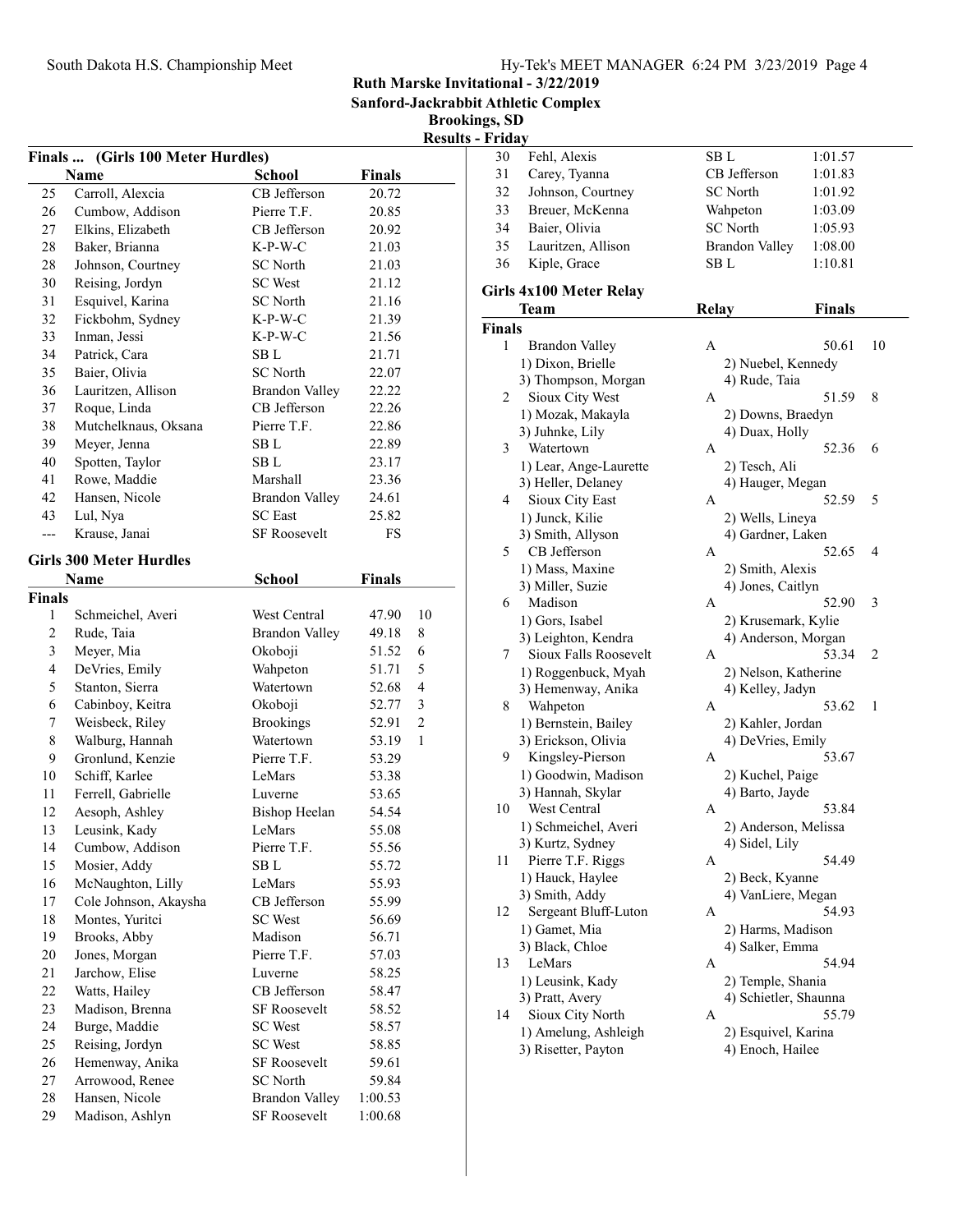**Ruth Marske Invitational - 3/22/2019**
**Sanford-Jackrabbit Athletic Complex**
**Brookings, SD**
**Results - Friday**

### Finals ... (Girls 100 Meter Hurdles)

| | Name | School | Finals |
|---|---|---|---|
| 25 | Carroll, Alexcia | CB Jefferson | 20.72 |
| 26 | Cumbow, Addison | Pierre T.F. | 20.85 |
| 27 | Elkins, Elizabeth | CB Jefferson | 20.92 |
| 28 | Baker, Brianna | K-P-W-C | 21.03 |
| 28 | Johnson, Courtney | SC North | 21.03 |
| 30 | Reising, Jordyn | SC West | 21.12 |
| 31 | Esquivel, Karina | SC North | 21.16 |
| 32 | Fickbohm, Sydney | K-P-W-C | 21.39 |
| 33 | Inman, Jessi | K-P-W-C | 21.56 |
| 34 | Patrick, Cara | SB L | 21.71 |
| 35 | Baier, Olivia | SC North | 22.07 |
| 36 | Lauritzen, Allison | Brandon Valley | 22.22 |
| 37 | Roque, Linda | CB Jefferson | 22.26 |
| 38 | Mutchelknaus, Oksana | Pierre T.F. | 22.86 |
| 39 | Meyer, Jenna | SB L | 22.89 |
| 40 | Spotten, Taylor | SB L | 23.17 |
| 41 | Rowe, Maddie | Marshall | 23.36 |
| 42 | Hansen, Nicole | Brandon Valley | 24.61 |
| 43 | Lul, Nya | SC East | 25.82 |
| --- | Krause, Janai | SF Roosevelt | FS |

### Girls 300 Meter Hurdles

| | Name | School | Finals | |
|---|---|---|---|---|
| **Finals** | | | | |
| 1 | Schmeichel, Averi | West Central | 47.90 | 10 |
| 2 | Rude, Taia | Brandon Valley | 49.18 | 8 |
| 3 | Meyer, Mia | Okoboji | 51.52 | 6 |
| 4 | DeVries, Emily | Wahpeton | 51.71 | 5 |
| 5 | Stanton, Sierra | Watertown | 52.68 | 4 |
| 6 | Cabinboy, Keitra | Okoboji | 52.77 | 3 |
| 7 | Weisbeck, Riley | Brookings | 52.91 | 2 |
| 8 | Walburg, Hannah | Watertown | 53.19 | 1 |
| 9 | Gronlund, Kenzie | Pierre T.F. | 53.29 | |
| 10 | Schiff, Karlee | LeMars | 53.38 | |
| 11 | Ferrell, Gabrielle | Luverne | 53.65 | |
| 12 | Aesoph, Ashley | Bishop Heelan | 54.54 | |
| 13 | Leusink, Kady | LeMars | 55.08 | |
| 14 | Cumbow, Addison | Pierre T.F. | 55.56 | |
| 15 | Mosier, Addy | SB L | 55.72 | |
| 16 | McNaughton, Lilly | LeMars | 55.93 | |
| 17 | Cole Johnson, Akaysha | CB Jefferson | 55.99 | |
| 18 | Montes, Yuritci | SC West | 56.69 | |
| 19 | Brooks, Abby | Madison | 56.71 | |
| 20 | Jones, Morgan | Pierre T.F. | 57.03 | |
| 21 | Jarchow, Elise | Luverne | 58.25 | |
| 22 | Watts, Hailey | CB Jefferson | 58.47 | |
| 23 | Madison, Brenna | SF Roosevelt | 58.52 | |
| 24 | Burge, Maddie | SC West | 58.57 | |
| 25 | Reising, Jordyn | SC West | 58.85 | |
| 26 | Hemenway, Anika | SF Roosevelt | 59.61 | |
| 27 | Arrowood, Renee | SC North | 59.84 | |
| 28 | Hansen, Nicole | Brandon Valley | 1:00.53 | |
| 29 | Madison, Ashlyn | SF Roosevelt | 1:00.68 | |
| 30 | Fehl, Alexis | SB L | 1:01.57 | |
| 31 | Carey, Tyanna | CB Jefferson | 1:01.83 | |
| 32 | Johnson, Courtney | SC North | 1:01.92 | |
| 33 | Breuer, McKenna | Wahpeton | 1:03.09 | |
| 34 | Baier, Olivia | SC North | 1:05.93 | |
| 35 | Lauritzen, Allison | Brandon Valley | 1:08.00 | |
| 36 | Kiple, Grace | SB L | 1:10.81 | |

### Girls 4x100 Meter Relay

| | Team | Relay | Finals | |
|---|---|---|---|---|
| **Finals** | | | | |
| 1 | Brandon Valley | A | 50.61 | 10 |
| | 1) Dixon, Brielle | 2) Nuebel, Kennedy | | |
| | 3) Thompson, Morgan | 4) Rude, Taia | | |
| 2 | Sioux City West | A | 51.59 | 8 |
| | 1) Mozak, Makayla | 2) Downs, Braedyn | | |
| | 3) Juhnke, Lily | 4) Duax, Holly | | |
| 3 | Watertown | A | 52.36 | 6 |
| | 1) Lear, Ange-Laurette | 2) Tesch, Ali | | |
| | 3) Heller, Delaney | 4) Hauger, Megan | | |
| 4 | Sioux City East | A | 52.59 | 5 |
| | 1) Junck, Kilie | 2) Wells, Lineya | | |
| | 3) Smith, Allyson | 4) Gardner, Laken | | |
| 5 | CB Jefferson | A | 52.65 | 4 |
| | 1) Mass, Maxine | 2) Smith, Alexis | | |
| | 3) Miller, Suzie | 4) Jones, Caitlyn | | |
| 6 | Madison | A | 52.90 | 3 |
| | 1) Gors, Isabel | 2) Krusemark, Kylie | | |
| | 3) Leighton, Kendra | 4) Anderson, Morgan | | |
| 7 | Sioux Falls Roosevelt | A | 53.34 | 2 |
| | 1) Roggenbuck, Myah | 2) Nelson, Katherine | | |
| | 3) Hemenway, Anika | 4) Kelley, Jadyn | | |
| 8 | Wahpeton | A | 53.62 | 1 |
| | 1) Bernstein, Bailey | 2) Kahler, Jordan | | |
| | 3) Erickson, Olivia | 4) DeVries, Emily | | |
| 9 | Kingsley-Pierson | A | 53.67 | |
| | 1) Goodwin, Madison | 2) Kuchel, Paige | | |
| | 3) Hannah, Skylar | 4) Barto, Jayde | | |
| 10 | West Central | A | 53.84 | |
| | 1) Schmeichel, Averi | 2) Anderson, Melissa | | |
| | 3) Kurtz, Sydney | 4) Sidel, Lily | | |
| 11 | Pierre T.F. Riggs | A | 54.49 | |
| | 1) Hauck, Haylee | 2) Beck, Kyanne | | |
| | 3) Smith, Addy | 4) VanLiere, Megan | | |
| 12 | Sergeant Bluff-Luton | A | 54.93 | |
| | 1) Gamet, Mia | 2) Harms, Madison | | |
| | 3) Black, Chloe | 4) Salker, Emma | | |
| 13 | LeMars | A | 54.94 | |
| | 1) Leusink, Kady | 2) Temple, Shania | | |
| | 3) Pratt, Avery | 4) Schietler, Shaunna | | |
| 14 | Sioux City North | A | 55.79 | |
| | 1) Amelung, Ashleigh | 2) Esquivel, Karina | | |
| | 3) Risetter, Payton | 4) Enoch, Hailee | | |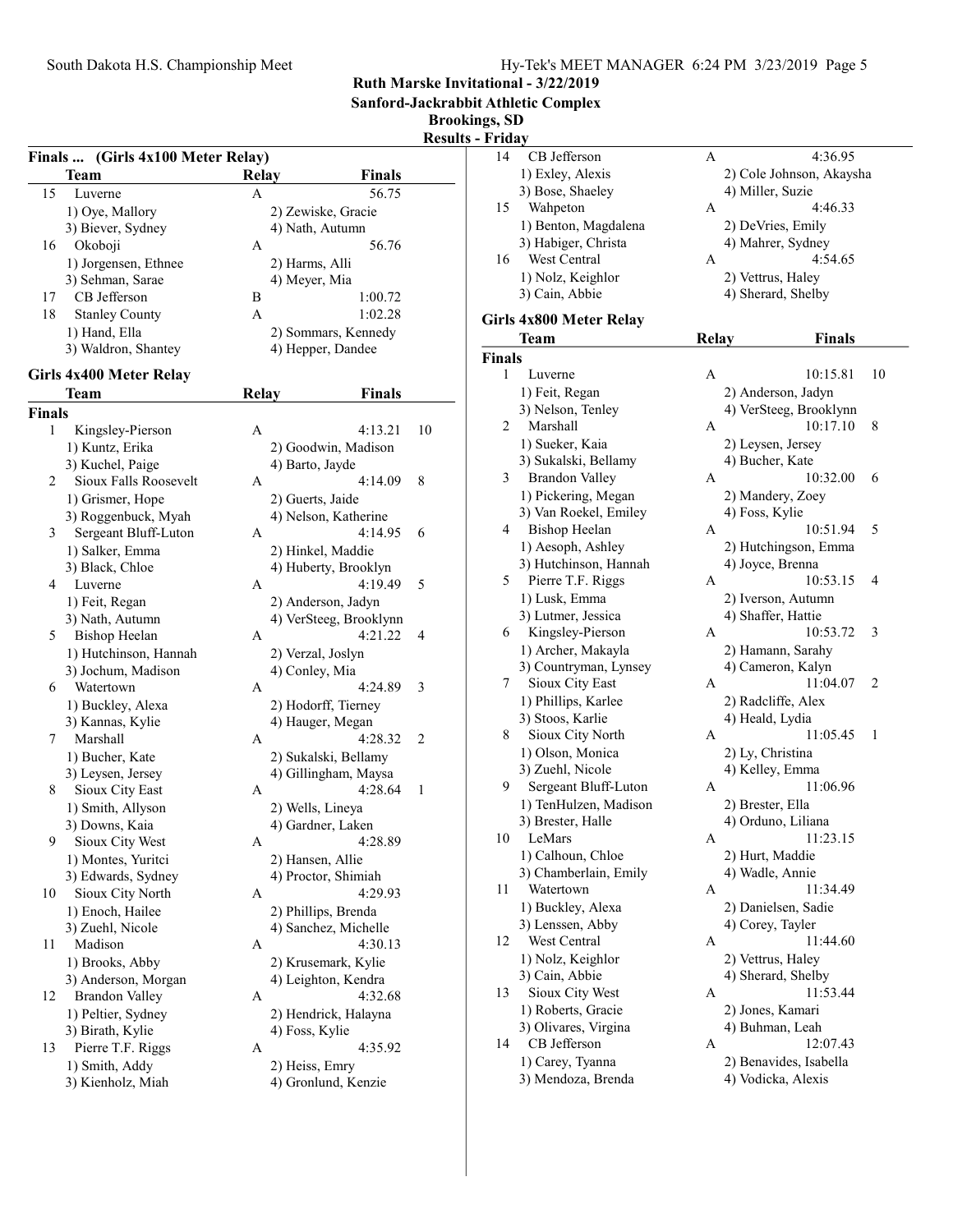# Ruth Marske Invitational - 3/22/2019

**Sanford-Jackrabbit Athletic Complex**

**Brookings, SD**

**Results - Friday**

## Finals ... (Girls 4x100 Meter Relay)

| | Team | Relay | Finals | |
|---|---|---|---|---|
| 15 | Luverne | A | 56.75 | |
| | 1) Oye, Mallory | 2) Zewiske, Gracie | | |
| | 3) Biever, Sydney | 4) Nath, Autumn | | |
| 16 | Okoboji | A | 56.76 | |
| | 1) Jorgensen, Ethnee | 2) Harms, Alli | | |
| | 3) Sehman, Sarae | 4) Meyer, Mia | | |
| 17 | CB Jefferson | B | 1:00.72 | |
| 18 | Stanley County | A | 1:02.28 | |
| | 1) Hand, Ella | 2) Sommars, Kennedy | | |
| | 3) Waldron, Shantey | 4) Hepper, Dandee | | |

## Girls 4x400 Meter Relay

| | Team | Relay | Finals | |
|---|---|---|---|---|
| **Finals** | | | | |
| 1 | Kingsley-Pierson | A | 4:13.21 | 10 |
| | 1) Kuntz, Erika | 2) Goodwin, Madison | | |
| | 3) Kuchel, Paige | 4) Barto, Jayde | | |
| 2 | Sioux Falls Roosevelt | A | 4:14.09 | 8 |
| | 1) Grismer, Hope | 2) Guerts, Jaide | | |
| | 3) Roggenbuck, Myah | 4) Nelson, Katherine | | |
| 3 | Sergeant Bluff-Luton | A | 4:14.95 | 6 |
| | 1) Salker, Emma | 2) Hinkel, Maddie | | |
| | 3) Black, Chloe | 4) Huberty, Brooklyn | | |
| 4 | Luverne | A | 4:19.49 | 5 |
| | 1) Feit, Regan | 2) Anderson, Jadyn | | |
| | 3) Nath, Autumn | 4) VerSteeg, Brooklynn | | |
| 5 | Bishop Heelan | A | 4:21.22 | 4 |
| | 1) Hutchinson, Hannah | 2) Verzal, Joslyn | | |
| | 3) Jochum, Madison | 4) Conley, Mia | | |
| 6 | Watertown | A | 4:24.89 | 3 |
| | 1) Buckley, Alexa | 2) Hodorff, Tierney | | |
| | 3) Kannas, Kylie | 4) Hauger, Megan | | |
| 7 | Marshall | A | 4:28.32 | 2 |
| | 1) Bucher, Kate | 2) Sukalski, Bellamy | | |
| | 3) Leysen, Jersey | 4) Gillingham, Maysa | | |
| 8 | Sioux City East | A | 4:28.64 | 1 |
| | 1) Smith, Allyson | 2) Wells, Lineya | | |
| | 3) Downs, Kaia | 4) Gardner, Laken | | |
| 9 | Sioux City West | A | 4:28.89 | |
| | 1) Montes, Yuritci | 2) Hansen, Allie | | |
| | 3) Edwards, Sydney | 4) Proctor, Shimiah | | |
| 10 | Sioux City North | A | 4:29.93 | |
| | 1) Enoch, Hailee | 2) Phillips, Brenda | | |
| | 3) Zuehl, Nicole | 4) Sanchez, Michelle | | |
| 11 | Madison | A | 4:30.13 | |
| | 1) Brooks, Abby | 2) Krusemark, Kylie | | |
| | 3) Anderson, Morgan | 4) Leighton, Kendra | | |
| 12 | Brandon Valley | A | 4:32.68 | |
| | 1) Peltier, Sydney | 2) Hendrick, Halayna | | |
| | 3) Birath, Kylie | 4) Foss, Kylie | | |
| 13 | Pierre T.F. Riggs | A | 4:35.92 | |
| | 1) Smith, Addy | 2) Heiss, Emry | | |
| | 3) Kienholz, Miah | 4) Gronlund, Kenzie | | |
| 14 | CB Jefferson | A | 4:36.95 | |
| | 1) Exley, Alexis | 2) Cole Johnson, Akaysha | | |
| | 3) Bose, Shaeley | 4) Miller, Suzie | | |
| 15 | Wahpeton | A | 4:46.33 | |
| | 1) Benton, Magdalena | 2) DeVries, Emily | | |
| | 3) Habiger, Christa | 4) Mahrer, Sydney | | |
| 16 | West Central | A | 4:54.65 | |
| | 1) Nolz, Keighlor | 2) Vettrus, Haley | | |
| | 3) Cain, Abbie | 4) Sherard, Shelby | | |

## Girls 4x800 Meter Relay

| | Team | Relay | Finals | |
|---|---|---|---|---|
| **Finals** | | | | |
| 1 | Luverne | A | 10:15.81 | 10 |
| | 1) Feit, Regan | 2) Anderson, Jadyn | | |
| | 3) Nelson, Tenley | 4) VerSteeg, Brooklynn | | |
| 2 | Marshall | A | 10:17.10 | 8 |
| | 1) Sueker, Kaia | 2) Leysen, Jersey | | |
| | 3) Sukalski, Bellamy | 4) Bucher, Kate | | |
| 3 | Brandon Valley | A | 10:32.00 | 6 |
| | 1) Pickering, Megan | 2) Mandery, Zoey | | |
| | 3) Van Roekel, Emiley | 4) Foss, Kylie | | |
| 4 | Bishop Heelan | A | 10:51.94 | 5 |
| | 1) Aesoph, Ashley | 2) Hutchingson, Emma | | |
| | 3) Hutchinson, Hannah | 4) Joyce, Brenna | | |
| 5 | Pierre T.F. Riggs | A | 10:53.15 | 4 |
| | 1) Lusk, Emma | 2) Iverson, Autumn | | |
| | 3) Lutmer, Jessica | 4) Shaffer, Hattie | | |
| 6 | Kingsley-Pierson | A | 10:53.72 | 3 |
| | 1) Archer, Makayla | 2) Hamann, Sarahy | | |
| | 3) Countryman, Lynsey | 4) Cameron, Kalyn | | |
| 7 | Sioux City East | A | 11:04.07 | 2 |
| | 1) Phillips, Karlee | 2) Radcliffe, Alex | | |
| | 3) Stoos, Karlie | 4) Heald, Lydia | | |
| 8 | Sioux City North | A | 11:05.45 | 1 |
| | 1) Olson, Monica | 2) Ly, Christina | | |
| | 3) Zuehl, Nicole | 4) Kelley, Emma | | |
| 9 | Sergeant Bluff-Luton | A | 11:06.96 | |
| | 1) TenHulzen, Madison | 2) Brester, Ella | | |
| | 3) Brester, Halle | 4) Orduno, Liliana | | |
| 10 | LeMars | A | 11:23.15 | |
| | 1) Calhoun, Chloe | 2) Hurt, Maddie | | |
| | 3) Chamberlain, Emily | 4) Wadle, Annie | | |
| 11 | Watertown | A | 11:34.49 | |
| | 1) Buckley, Alexa | 2) Danielsen, Sadie | | |
| | 3) Lenssen, Abby | 4) Corey, Tayler | | |
| 12 | West Central | A | 11:44.60 | |
| | 1) Nolz, Keighlor | 2) Vettrus, Haley | | |
| | 3) Cain, Abbie | 4) Sherard, Shelby | | |
| 13 | Sioux City West | A | 11:53.44 | |
| | 1) Roberts, Gracie | 2) Jones, Kamari | | |
| | 3) Olivares, Virgina | 4) Buhman, Leah | | |
| 14 | CB Jefferson | A | 12:07.43 | |
| | 1) Carey, Tyanna | 2) Benavides, Isabella | | |
| | 3) Mendoza, Brenda | 4) Vodicka, Alexis | | |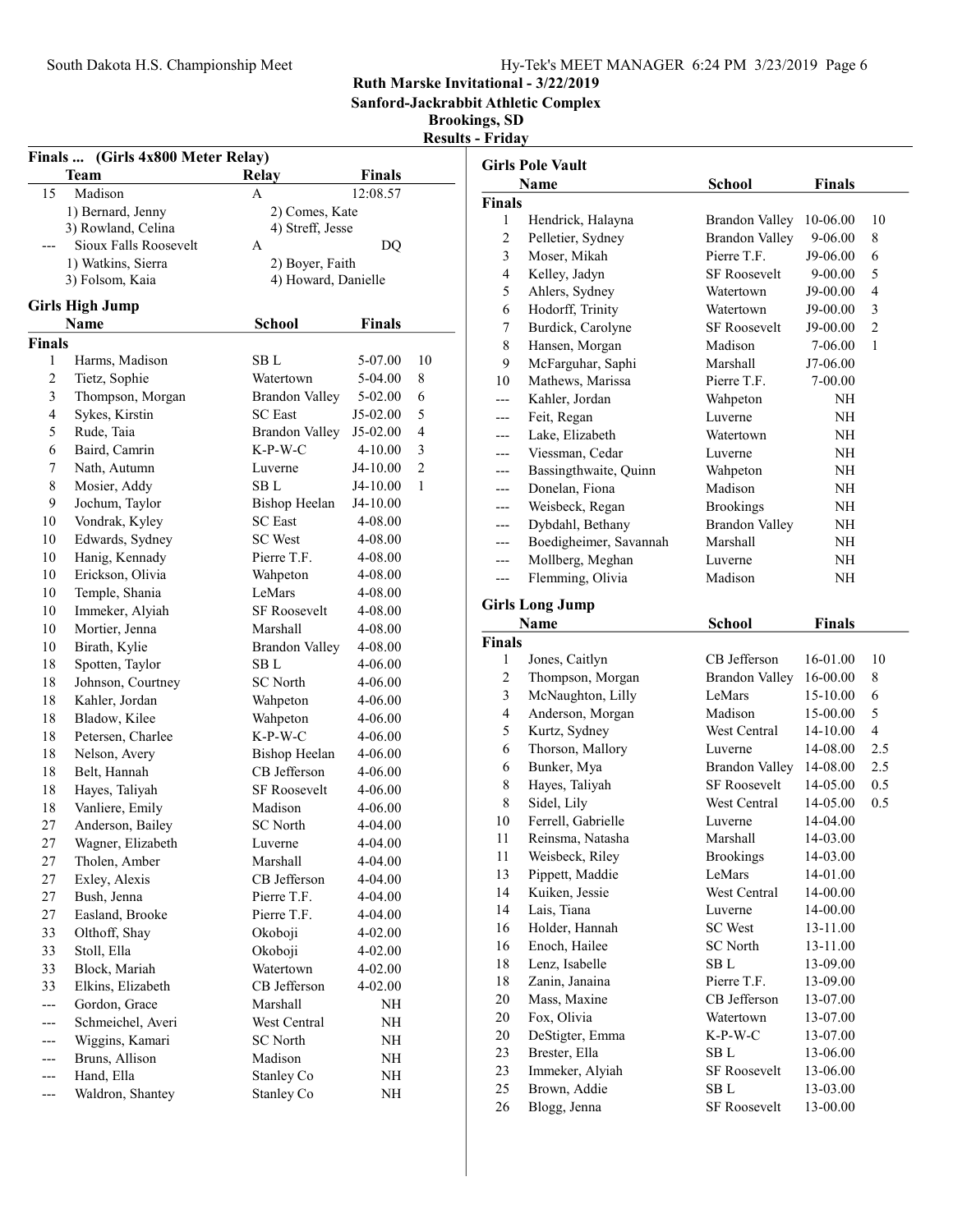# Ruth Marske Invitational - 3/22/2019

**Sanford-Jackrabbit Athletic Complex**

**Brookings, SD**

**Results - Friday**

## Finals ... (Girls 4x800 Meter Relay)

| | Team | Relay | Finals |
|---|---|---|---|
| 15 | Madison | A | 12:08.57 |
| | 1) Bernard, Jenny | 2) Comes, Kate | |
| | 3) Rowland, Celina | 4) Streff, Jesse | |
| --- | Sioux Falls Roosevelt | A | DQ |
| | 1) Watkins, Sierra | 2) Boyer, Faith | |
| | 3) Folsom, Kaia | 4) Howard, Danielle | |

## Girls High Jump

**Finals**

| | Name | School | Finals | |
|---|---|---|---|---|
| 1 | Harms, Madison | SB L | 5-07.00 | 10 |
| 2 | Tietz, Sophie | Watertown | 5-04.00 | 8 |
| 3 | Thompson, Morgan | Brandon Valley | 5-02.00 | 6 |
| 4 | Sykes, Kirstin | SC East | J5-02.00 | 5 |
| 5 | Rude, Taia | Brandon Valley | J5-02.00 | 4 |
| 6 | Baird, Camrin | K-P-W-C | 4-10.00 | 3 |
| 7 | Nath, Autumn | Luverne | J4-10.00 | 2 |
| 8 | Mosier, Addy | SB L | J4-10.00 | 1 |
| 9 | Jochum, Taylor | Bishop Heelan | J4-10.00 | |
| 10 | Vondrak, Kyley | SC East | 4-08.00 | |
| 10 | Edwards, Sydney | SC West | 4-08.00 | |
| 10 | Hanig, Kennady | Pierre T.F. | 4-08.00 | |
| 10 | Erickson, Olivia | Wahpeton | 4-08.00 | |
| 10 | Temple, Shania | LeMars | 4-08.00 | |
| 10 | Immeker, Alyiah | SF Roosevelt | 4-08.00 | |
| 10 | Mortier, Jenna | Marshall | 4-08.00 | |
| 10 | Birath, Kylie | Brandon Valley | 4-08.00 | |
| 18 | Spotten, Taylor | SB L | 4-06.00 | |
| 18 | Johnson, Courtney | SC North | 4-06.00 | |
| 18 | Kahler, Jordan | Wahpeton | 4-06.00 | |
| 18 | Bladow, Kilee | Wahpeton | 4-06.00 | |
| 18 | Petersen, Charlee | K-P-W-C | 4-06.00 | |
| 18 | Nelson, Avery | Bishop Heelan | 4-06.00 | |
| 18 | Belt, Hannah | CB Jefferson | 4-06.00 | |
| 18 | Hayes, Taliyah | SF Roosevelt | 4-06.00 | |
| 18 | Vanliere, Emily | Madison | 4-06.00 | |
| 27 | Anderson, Bailey | SC North | 4-04.00 | |
| 27 | Wagner, Elizabeth | Luverne | 4-04.00 | |
| 27 | Tholen, Amber | Marshall | 4-04.00 | |
| 27 | Exley, Alexis | CB Jefferson | 4-04.00 | |
| 27 | Bush, Jenna | Pierre T.F. | 4-04.00 | |
| 27 | Easland, Brooke | Pierre T.F. | 4-04.00 | |
| 33 | Olthoff, Shay | Okoboji | 4-02.00 | |
| 33 | Stoll, Ella | Okoboji | 4-02.00 | |
| 33 | Block, Mariah | Watertown | 4-02.00 | |
| 33 | Elkins, Elizabeth | CB Jefferson | 4-02.00 | |
| --- | Gordon, Grace | Marshall | NH | |
| --- | Schmeichel, Averi | West Central | NH | |
| --- | Wiggins, Kamari | SC North | NH | |
| --- | Bruns, Allison | Madison | NH | |
| --- | Hand, Ella | Stanley Co | NH | |
| --- | Waldron, Shantey | Stanley Co | NH | |

## Girls Pole Vault

**Finals**

| | Name | School | Finals | |
|---|---|---|---|---|
| 1 | Hendrick, Halayna | Brandon Valley | 10-06.00 | 10 |
| 2 | Pelletier, Sydney | Brandon Valley | 9-06.00 | 8 |
| 3 | Moser, Mikah | Pierre T.F. | J9-06.00 | 6 |
| 4 | Kelley, Jadyn | SF Roosevelt | 9-00.00 | 5 |
| 5 | Ahlers, Sydney | Watertown | J9-00.00 | 4 |
| 6 | Hodorff, Trinity | Watertown | J9-00.00 | 3 |
| 7 | Burdick, Carolyne | SF Roosevelt | J9-00.00 | 2 |
| 8 | Hansen, Morgan | Madison | 7-06.00 | 1 |
| 9 | McFarguhar, Saphi | Marshall | J7-06.00 | |
| 10 | Mathews, Marissa | Pierre T.F. | 7-00.00 | |
| --- | Kahler, Jordan | Wahpeton | NH | |
| --- | Feit, Regan | Luverne | NH | |
| --- | Lake, Elizabeth | Watertown | NH | |
| --- | Viessman, Cedar | Luverne | NH | |
| --- | Bassingthwaite, Quinn | Wahpeton | NH | |
| --- | Donelan, Fiona | Madison | NH | |
| --- | Weisbeck, Regan | Brookings | NH | |
| --- | Dybdahl, Bethany | Brandon Valley | NH | |
| --- | Boedigheimer, Savannah | Marshall | NH | |
| --- | Mollberg, Meghan | Luverne | NH | |
| --- | Flemming, Olivia | Madison | NH | |

## Girls Long Jump

**Finals**

| | Name | School | Finals | |
|---|---|---|---|---|
| 1 | Jones, Caitlyn | CB Jefferson | 16-01.00 | 10 |
| 2 | Thompson, Morgan | Brandon Valley | 16-00.00 | 8 |
| 3 | McNaughton, Lilly | LeMars | 15-10.00 | 6 |
| 4 | Anderson, Morgan | Madison | 15-00.00 | 5 |
| 5 | Kurtz, Sydney | West Central | 14-10.00 | 4 |
| 6 | Thorson, Mallory | Luverne | 14-08.00 | 2.5 |
| 6 | Bunker, Mya | Brandon Valley | 14-08.00 | 2.5 |
| 8 | Hayes, Taliyah | SF Roosevelt | 14-05.00 | 0.5 |
| 8 | Sidel, Lily | West Central | 14-05.00 | 0.5 |
| 10 | Ferrell, Gabrielle | Luverne | 14-04.00 | |
| 11 | Reinsma, Natasha | Marshall | 14-03.00 | |
| 11 | Weisbeck, Riley | Brookings | 14-03.00 | |
| 13 | Pippett, Maddie | LeMars | 14-01.00 | |
| 14 | Kuiken, Jessie | West Central | 14-00.00 | |
| 14 | Lais, Tiana | Luverne | 14-00.00 | |
| 16 | Holder, Hannah | SC West | 13-11.00 | |
| 16 | Enoch, Hailee | SC North | 13-11.00 | |
| 18 | Lenz, Isabelle | SB L | 13-09.00 | |
| 18 | Zanin, Janaina | Pierre T.F. | 13-09.00 | |
| 20 | Mass, Maxine | CB Jefferson | 13-07.00 | |
| 20 | Fox, Olivia | Watertown | 13-07.00 | |
| 20 | DeStigter, Emma | K-P-W-C | 13-07.00 | |
| 23 | Brester, Ella | SB L | 13-06.00 | |
| 23 | Immeker, Alyiah | SF Roosevelt | 13-06.00 | |
| 25 | Brown, Addie | SB L | 13-03.00 | |
| 26 | Blogg, Jenna | SF Roosevelt | 13-00.00 | |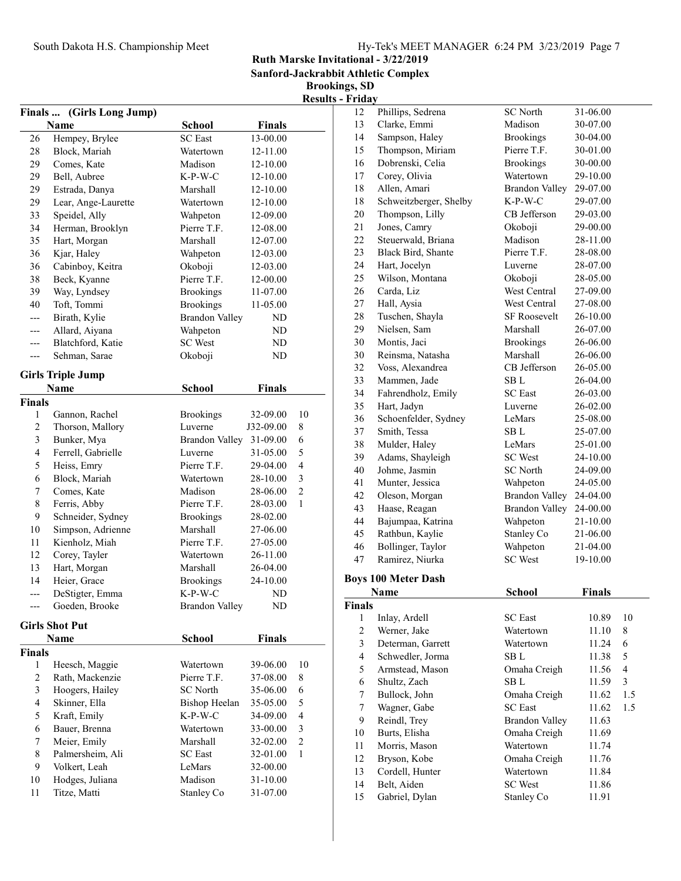## Ruth Marske Invitational - 3/22/2019

**Sanford-Jackrabbit Athletic Complex**

**Brookings, SD**

**Results - Friday**

### Finals ... (Girls Long Jump)

| | Name | School | Finals |
|---|---|---|---|
| 26 | Hempey, Brylee | SC East | 13-00.00 |
| 28 | Block, Mariah | Watertown | 12-11.00 |
| 29 | Comes, Kate | Madison | 12-10.00 |
| 29 | Bell, Aubree | K-P-W-C | 12-10.00 |
| 29 | Estrada, Danya | Marshall | 12-10.00 |
| 29 | Lear, Ange-Laurette | Watertown | 12-10.00 |
| 33 | Speidel, Ally | Wahpeton | 12-09.00 |
| 34 | Herman, Brooklyn | Pierre T.F. | 12-08.00 |
| 35 | Hart, Morgan | Marshall | 12-07.00 |
| 36 | Kjar, Haley | Wahpeton | 12-03.00 |
| 36 | Cabinboy, Keitra | Okoboji | 12-03.00 |
| 38 | Beck, Kyanne | Pierre T.F. | 12-00.00 |
| 39 | Way, Lyndsey | Brookings | 11-07.00 |
| 40 | Toft, Tommi | Brookings | 11-05.00 |
| --- | Birath, Kylie | Brandon Valley | ND |
| --- | Allard, Aiyana | Wahpeton | ND |
| --- | Blatchford, Katie | SC West | ND |
| --- | Sehman, Sarae | Okoboji | ND |

### Girls Triple Jump

| | Name | School | Finals | |
|---|---|---|---|---|
| **Finals** | | | | |
| 1 | Gannon, Rachel | Brookings | 32-09.00 | 10 |
| 2 | Thorson, Mallory | Luverne | J32-09.00 | 8 |
| 3 | Bunker, Mya | Brandon Valley | 31-09.00 | 6 |
| 4 | Ferrell, Gabrielle | Luverne | 31-05.00 | 5 |
| 5 | Heiss, Emry | Pierre T.F. | 29-04.00 | 4 |
| 6 | Block, Mariah | Watertown | 28-10.00 | 3 |
| 7 | Comes, Kate | Madison | 28-06.00 | 2 |
| 8 | Ferris, Abby | Pierre T.F. | 28-03.00 | 1 |
| 9 | Schneider, Sydney | Brookings | 28-02.00 | |
| 10 | Simpson, Adrienne | Marshall | 27-06.00 | |
| 11 | Kienholz, Miah | Pierre T.F. | 27-05.00 | |
| 12 | Corey, Tayler | Watertown | 26-11.00 | |
| 13 | Hart, Morgan | Marshall | 26-04.00 | |
| 14 | Heier, Grace | Brookings | 24-10.00 | |
| --- | DeStigter, Emma | K-P-W-C | ND | |
| --- | Goeden, Brooke | Brandon Valley | ND | |

### Girls Shot Put

| | Name | School | Finals | |
|---|---|---|---|---|
| **Finals** | | | | |
| 1 | Heesch, Maggie | Watertown | 39-06.00 | 10 |
| 2 | Rath, Mackenzie | Pierre T.F. | 37-08.00 | 8 |
| 3 | Hoogers, Hailey | SC North | 35-06.00 | 6 |
| 4 | Skinner, Ella | Bishop Heelan | 35-05.00 | 5 |
| 5 | Kraft, Emily | K-P-W-C | 34-09.00 | 4 |
| 6 | Bauer, Brenna | Watertown | 33-00.00 | 3 |
| 7 | Meier, Emily | Marshall | 32-02.00 | 2 |
| 8 | Palmersheim, Ali | SC East | 32-01.00 | 1 |
| 9 | Volkert, Leah | LeMars | 32-00.00 | |
| 10 | Hodges, Juliana | Madison | 31-10.00 | |
| 11 | Titze, Matti | Stanley Co | 31-07.00 | |
| 12 | Phillips, Sedrena | SC North | 31-06.00 | |
| 13 | Clarke, Emmi | Madison | 30-07.00 | |
| 14 | Sampson, Haley | Brookings | 30-04.00 | |
| 15 | Thompson, Miriam | Pierre T.F. | 30-01.00 | |
| 16 | Dobrenski, Celia | Brookings | 30-00.00 | |
| 17 | Corey, Olivia | Watertown | 29-10.00 | |
| 18 | Allen, Amari | Brandon Valley | 29-07.00 | |
| 18 | Schweitzberger, Shelby | K-P-W-C | 29-07.00 | |
| 20 | Thompson, Lilly | CB Jefferson | 29-03.00 | |
| 21 | Jones, Camry | Okoboji | 29-00.00 | |
| 22 | Steuerwald, Briana | Madison | 28-11.00 | |
| 23 | Black Bird, Shante | Pierre T.F. | 28-08.00 | |
| 24 | Hart, Jocelyn | Luverne | 28-07.00 | |
| 25 | Wilson, Montana | Okoboji | 28-05.00 | |
| 26 | Carda, Liz | West Central | 27-09.00 | |
| 27 | Hall, Aysia | West Central | 27-08.00 | |
| 28 | Tuschen, Shayla | SF Roosevelt | 26-10.00 | |
| 29 | Nielsen, Sam | Marshall | 26-07.00 | |
| 30 | Montis, Jaci | Brookings | 26-06.00 | |
| 30 | Reinsma, Natasha | Marshall | 26-06.00 | |
| 32 | Voss, Alexandrea | CB Jefferson | 26-05.00 | |
| 33 | Mammen, Jade | SB L | 26-04.00 | |
| 34 | Fahrendholz, Emily | SC East | 26-03.00 | |
| 35 | Hart, Jadyn | Luverne | 26-02.00 | |
| 36 | Schoenfelder, Sydney | LeMars | 25-08.00 | |
| 37 | Smith, Tessa | SB L | 25-07.00 | |
| 38 | Mulder, Haley | LeMars | 25-01.00 | |
| 39 | Adams, Shayleigh | SC West | 24-10.00 | |
| 40 | Johme, Jasmin | SC North | 24-09.00 | |
| 41 | Munter, Jessica | Wahpeton | 24-05.00 | |
| 42 | Oleson, Morgan | Brandon Valley | 24-04.00 | |
| 43 | Haase, Reagan | Brandon Valley | 24-00.00 | |
| 44 | Bajumpaa, Katrina | Wahpeton | 21-10.00 | |
| 45 | Rathbun, Kaylie | Stanley Co | 21-06.00 | |
| 46 | Bollinger, Taylor | Wahpeton | 21-04.00 | |
| 47 | Ramirez, Niurka | SC West | 19-10.00 | |

### Boys 100 Meter Dash

| | Name | School | Finals | |
|---|---|---|---|---|
| **Finals** | | | | |
| 1 | Inlay, Ardell | SC East | 10.89 | 10 |
| 2 | Werner, Jake | Watertown | 11.10 | 8 |
| 3 | Determan, Garrett | Watertown | 11.24 | 6 |
| 4 | Schwedler, Jorma | SB L | 11.38 | 5 |
| 5 | Armstead, Mason | Omaha Creigh | 11.56 | 4 |
| 6 | Shultz, Zach | SB L | 11.59 | 3 |
| 7 | Bullock, John | Omaha Creigh | 11.62 | 1.5 |
| 7 | Wagner, Gabe | SC East | 11.62 | 1.5 |
| 9 | Reindl, Trey | Brandon Valley | 11.63 | |
| 10 | Burts, Elisha | Omaha Creigh | 11.69 | |
| 11 | Morris, Mason | Watertown | 11.74 | |
| 12 | Bryson, Kobe | Omaha Creigh | 11.76 | |
| 13 | Cordell, Hunter | Watertown | 11.84 | |
| 14 | Belt, Aiden | SC West | 11.86 | |
| 15 | Gabriel, Dylan | Stanley Co | 11.91 | |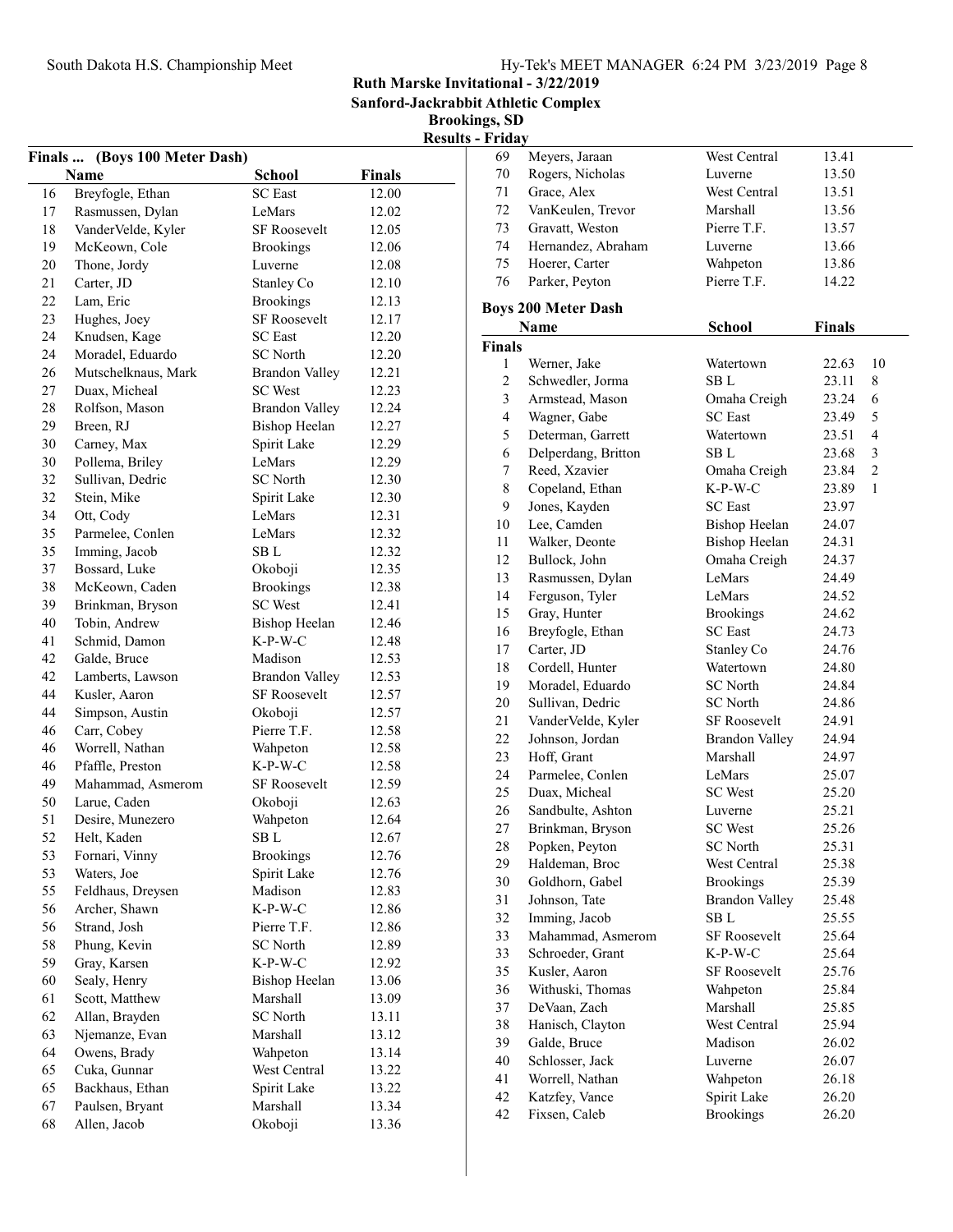# Ruth Marske Invitational - 3/22/2019

## Sanford-Jackrabbit Athletic Complex

### Brookings, SD

### Results - Friday

**Finals ... (Boys 100 Meter Dash)**

| | Name | School | Finals |
|---|---|---|---|
| 16 | Breyfogle, Ethan | SC East | 12.00 |
| 17 | Rasmussen, Dylan | LeMars | 12.02 |
| 18 | VanderVelde, Kyler | SF Roosevelt | 12.05 |
| 19 | McKeown, Cole | Brookings | 12.06 |
| 20 | Thone, Jordy | Luverne | 12.08 |
| 21 | Carter, JD | Stanley Co | 12.10 |
| 22 | Lam, Eric | Brookings | 12.13 |
| 23 | Hughes, Joey | SF Roosevelt | 12.17 |
| 24 | Knudsen, Kage | SC East | 12.20 |
| 24 | Moradel, Eduardo | SC North | 12.20 |
| 26 | Mutschelknaus, Mark | Brandon Valley | 12.21 |
| 27 | Duax, Micheal | SC West | 12.23 |
| 28 | Rolfson, Mason | Brandon Valley | 12.24 |
| 29 | Breen, RJ | Bishop Heelan | 12.27 |
| 30 | Carney, Max | Spirit Lake | 12.29 |
| 30 | Pollema, Briley | LeMars | 12.29 |
| 32 | Sullivan, Dedric | SC North | 12.30 |
| 32 | Stein, Mike | Spirit Lake | 12.30 |
| 34 | Ott, Cody | LeMars | 12.31 |
| 35 | Parmelee, Conlen | LeMars | 12.32 |
| 35 | Imming, Jacob | SB L | 12.32 |
| 37 | Bossard, Luke | Okoboji | 12.35 |
| 38 | McKeown, Caden | Brookings | 12.38 |
| 39 | Brinkman, Bryson | SC West | 12.41 |
| 40 | Tobin, Andrew | Bishop Heelan | 12.46 |
| 41 | Schmid, Damon | K-P-W-C | 12.48 |
| 42 | Galde, Bruce | Madison | 12.53 |
| 42 | Lamberts, Lawson | Brandon Valley | 12.53 |
| 44 | Kusler, Aaron | SF Roosevelt | 12.57 |
| 44 | Simpson, Austin | Okoboji | 12.57 |
| 46 | Carr, Cobey | Pierre T.F. | 12.58 |
| 46 | Worrell, Nathan | Wahpeton | 12.58 |
| 46 | Pfaffle, Preston | K-P-W-C | 12.58 |
| 49 | Mahammad, Asmerom | SF Roosevelt | 12.59 |
| 50 | Larue, Caden | Okoboji | 12.63 |
| 51 | Desire, Munezero | Wahpeton | 12.64 |
| 52 | Helt, Kaden | SB L | 12.67 |
| 53 | Fornari, Vinny | Brookings | 12.76 |
| 53 | Waters, Joe | Spirit Lake | 12.76 |
| 55 | Feldhaus, Dreysen | Madison | 12.83 |
| 56 | Archer, Shawn | K-P-W-C | 12.86 |
| 56 | Strand, Josh | Pierre T.F. | 12.86 |
| 58 | Phung, Kevin | SC North | 12.89 |
| 59 | Gray, Karsen | K-P-W-C | 12.92 |
| 60 | Sealy, Henry | Bishop Heelan | 13.06 |
| 61 | Scott, Matthew | Marshall | 13.09 |
| 62 | Allan, Brayden | SC North | 13.11 |
| 63 | Njemanze, Evan | Marshall | 13.12 |
| 64 | Owens, Brady | Wahpeton | 13.14 |
| 65 | Cuka, Gunnar | West Central | 13.22 |
| 65 | Backhaus, Ethan | Spirit Lake | 13.22 |
| 67 | Paulsen, Bryant | Marshall | 13.34 |
| 68 | Allen, Jacob | Okoboji | 13.36 |
| 69 | Meyers, Jaraan | West Central | 13.41 |
| 70 | Rogers, Nicholas | Luverne | 13.50 |
| 71 | Grace, Alex | West Central | 13.51 |
| 72 | VanKeulen, Trevor | Marshall | 13.56 |
| 73 | Gravatt, Weston | Pierre T.F. | 13.57 |
| 74 | Hernandez, Abraham | Luverne | 13.66 |
| 75 | Hoerer, Carter | Wahpeton | 13.86 |
| 76 | Parker, Peyton | Pierre T.F. | 14.22 |

**Boys 200 Meter Dash**

**Finals**

| | Name | School | Finals | |
|---|---|---|---|---|
| 1 | Werner, Jake | Watertown | 22.63 | 10 |
| 2 | Schwedler, Jorma | SB L | 23.11 | 8 |
| 3 | Armstead, Mason | Omaha Creigh | 23.24 | 6 |
| 4 | Wagner, Gabe | SC East | 23.49 | 5 |
| 5 | Determan, Garrett | Watertown | 23.51 | 4 |
| 6 | Delperdang, Britton | SB L | 23.68 | 3 |
| 7 | Reed, Xzavier | Omaha Creigh | 23.84 | 2 |
| 8 | Copeland, Ethan | K-P-W-C | 23.89 | 1 |
| 9 | Jones, Kayden | SC East | 23.97 | |
| 10 | Lee, Camden | Bishop Heelan | 24.07 | |
| 11 | Walker, Deonte | Bishop Heelan | 24.31 | |
| 12 | Bullock, John | Omaha Creigh | 24.37 | |
| 13 | Rasmussen, Dylan | LeMars | 24.49 | |
| 14 | Ferguson, Tyler | LeMars | 24.52 | |
| 15 | Gray, Hunter | Brookings | 24.62 | |
| 16 | Breyfogle, Ethan | SC East | 24.73 | |
| 17 | Carter, JD | Stanley Co | 24.76 | |
| 18 | Cordell, Hunter | Watertown | 24.80 | |
| 19 | Moradel, Eduardo | SC North | 24.84 | |
| 20 | Sullivan, Dedric | SC North | 24.86 | |
| 21 | VanderVelde, Kyler | SF Roosevelt | 24.91 | |
| 22 | Johnson, Jordan | Brandon Valley | 24.94 | |
| 23 | Hoff, Grant | Marshall | 24.97 | |
| 24 | Parmelee, Conlen | LeMars | 25.07 | |
| 25 | Duax, Micheal | SC West | 25.20 | |
| 26 | Sandbulte, Ashton | Luverne | 25.21 | |
| 27 | Brinkman, Bryson | SC West | 25.26 | |
| 28 | Popken, Peyton | SC North | 25.31 | |
| 29 | Haldeman, Broc | West Central | 25.38 | |
| 30 | Goldhorn, Gabel | Brookings | 25.39 | |
| 31 | Johnson, Tate | Brandon Valley | 25.48 | |
| 32 | Imming, Jacob | SB L | 25.55 | |
| 33 | Mahammad, Asmerom | SF Roosevelt | 25.64 | |
| 33 | Schroeder, Grant | K-P-W-C | 25.64 | |
| 35 | Kusler, Aaron | SF Roosevelt | 25.76 | |
| 36 | Withuski, Thomas | Wahpeton | 25.84 | |
| 37 | DeVaan, Zach | Marshall | 25.85 | |
| 38 | Hanisch, Clayton | West Central | 25.94 | |
| 39 | Galde, Bruce | Madison | 26.02 | |
| 40 | Schlosser, Jack | Luverne | 26.07 | |
| 41 | Worrell, Nathan | Wahpeton | 26.18 | |
| 42 | Katzfey, Vance | Spirit Lake | 26.20 | |
| 42 | Fixsen, Caleb | Brookings | 26.20 | |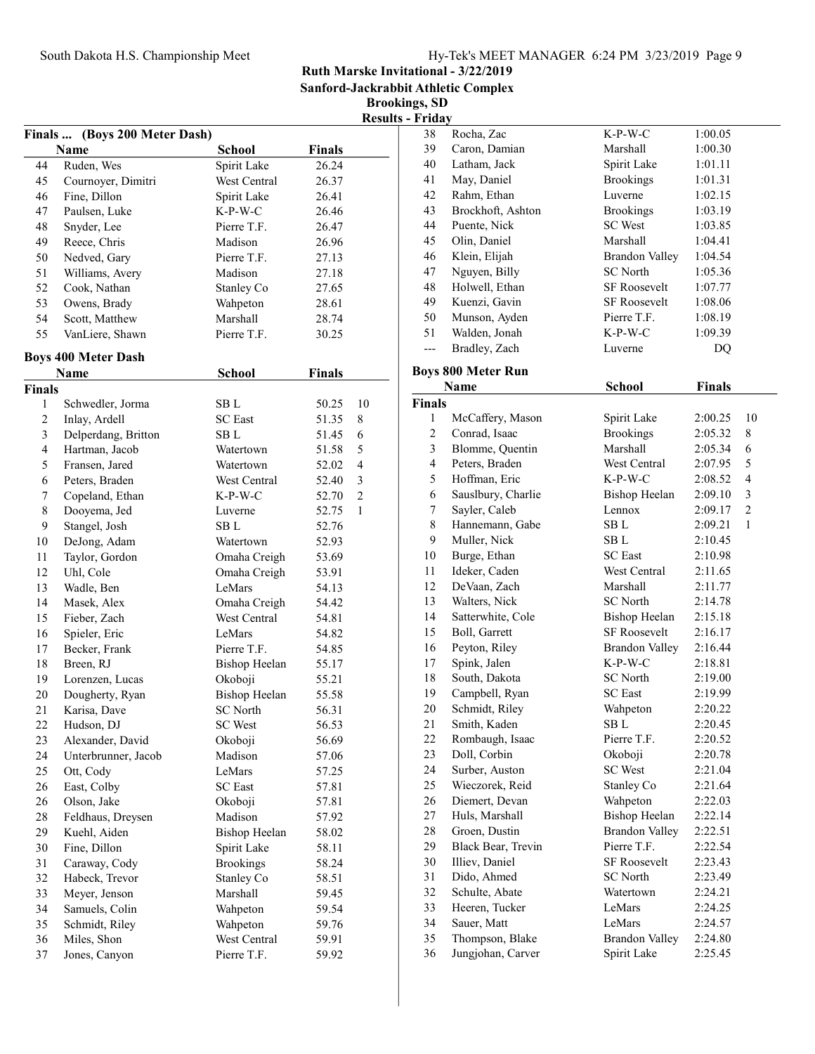## Ruth Marske Invitational - 3/22/2019
### Sanford-Jackrabbit Athletic Complex
### Brookings, SD
### Results - Friday

### Finals ... (Boys 200 Meter Dash)

| | Name | School | Finals |
|---|---|---|---|
| 44 | Ruden, Wes | Spirit Lake | 26.24 |
| 45 | Cournoyer, Dimitri | West Central | 26.37 |
| 46 | Fine, Dillon | Spirit Lake | 26.41 |
| 47 | Paulsen, Luke | K-P-W-C | 26.46 |
| 48 | Snyder, Lee | Pierre T.F. | 26.47 |
| 49 | Reece, Chris | Madison | 26.96 |
| 50 | Nedved, Gary | Pierre T.F. | 27.13 |
| 51 | Williams, Avery | Madison | 27.18 |
| 52 | Cook, Nathan | Stanley Co | 27.65 |
| 53 | Owens, Brady | Wahpeton | 28.61 |
| 54 | Scott, Matthew | Marshall | 28.74 |
| 55 | VanLiere, Shawn | Pierre T.F. | 30.25 |

### Boys 400 Meter Dash

**Finals**

| | Name | School | Finals | |
|---|---|---|---|---|
| 1 | Schwedler, Jorma | SB L | 50.25 | 10 |
| 2 | Inlay, Ardell | SC East | 51.35 | 8 |
| 3 | Delperdang, Britton | SB L | 51.45 | 6 |
| 4 | Hartman, Jacob | Watertown | 51.58 | 5 |
| 5 | Fransen, Jared | Watertown | 52.02 | 4 |
| 6 | Peters, Braden | West Central | 52.40 | 3 |
| 7 | Copeland, Ethan | K-P-W-C | 52.70 | 2 |
| 8 | Dooyema, Jed | Luverne | 52.75 | 1 |
| 9 | Stangel, Josh | SB L | 52.76 | |
| 10 | DeJong, Adam | Watertown | 52.93 | |
| 11 | Taylor, Gordon | Omaha Creigh | 53.69 | |
| 12 | Uhl, Cole | Omaha Creigh | 53.91 | |
| 13 | Wadle, Ben | LeMars | 54.13 | |
| 14 | Masek, Alex | Omaha Creigh | 54.42 | |
| 15 | Fieber, Zach | West Central | 54.81 | |
| 16 | Spieler, Eric | LeMars | 54.82 | |
| 17 | Becker, Frank | Pierre T.F. | 54.85 | |
| 18 | Breen, RJ | Bishop Heelan | 55.17 | |
| 19 | Lorenzen, Lucas | Okoboji | 55.21 | |
| 20 | Dougherty, Ryan | Bishop Heelan | 55.58 | |
| 21 | Karisa, Dave | SC North | 56.31 | |
| 22 | Hudson, DJ | SC West | 56.53 | |
| 23 | Alexander, David | Okoboji | 56.69 | |
| 24 | Unterbrunner, Jacob | Madison | 57.06 | |
| 25 | Ott, Cody | LeMars | 57.25 | |
| 26 | East, Colby | SC East | 57.81 | |
| 26 | Olson, Jake | Okoboji | 57.81 | |
| 28 | Feldhaus, Dreysen | Madison | 57.92 | |
| 29 | Kuehl, Aiden | Bishop Heelan | 58.02 | |
| 30 | Fine, Dillon | Spirit Lake | 58.11 | |
| 31 | Caraway, Cody | Brookings | 58.24 | |
| 32 | Habeck, Trevor | Stanley Co | 58.51 | |
| 33 | Meyer, Jenson | Marshall | 59.45 | |
| 34 | Samuels, Colin | Wahpeton | 59.54 | |
| 35 | Schmidt, Riley | Wahpeton | 59.76 | |
| 36 | Miles, Shon | West Central | 59.91 | |
| 37 | Jones, Canyon | Pierre T.F. | 59.92 | |
| 38 | Rocha, Zac | K-P-W-C | 1:00.05 | |
| 39 | Caron, Damian | Marshall | 1:00.30 | |
| 40 | Latham, Jack | Spirit Lake | 1:01.11 | |
| 41 | May, Daniel | Brookings | 1:01.31 | |
| 42 | Rahm, Ethan | Luverne | 1:02.15 | |
| 43 | Brockhoft, Ashton | Brookings | 1:03.19 | |
| 44 | Puente, Nick | SC West | 1:03.85 | |
| 45 | Olin, Daniel | Marshall | 1:04.41 | |
| 46 | Klein, Elijah | Brandon Valley | 1:04.54 | |
| 47 | Nguyen, Billy | SC North | 1:05.36 | |
| 48 | Holwell, Ethan | SF Roosevelt | 1:07.77 | |
| 49 | Kuenzi, Gavin | SF Roosevelt | 1:08.06 | |
| 50 | Munson, Ayden | Pierre T.F. | 1:08.19 | |
| 51 | Walden, Jonah | K-P-W-C | 1:09.39 | |
| --- | Bradley, Zach | Luverne | DQ | |

### Boys 800 Meter Run

**Finals**

| | Name | School | Finals | |
|---|---|---|---|---|
| 1 | McCaffery, Mason | Spirit Lake | 2:00.25 | 10 |
| 2 | Conrad, Isaac | Brookings | 2:05.32 | 8 |
| 3 | Blomme, Quentin | Marshall | 2:05.34 | 6 |
| 4 | Peters, Braden | West Central | 2:07.95 | 5 |
| 5 | Hoffman, Eric | K-P-W-C | 2:08.52 | 4 |
| 6 | Sauslbury, Charlie | Bishop Heelan | 2:09.10 | 3 |
| 7 | Sayler, Caleb | Lennox | 2:09.17 | 2 |
| 8 | Hannemann, Gabe | SB L | 2:09.21 | 1 |
| 9 | Muller, Nick | SB L | 2:10.45 | |
| 10 | Burge, Ethan | SC East | 2:10.98 | |
| 11 | Ideker, Caden | West Central | 2:11.65 | |
| 12 | DeVaan, Zach | Marshall | 2:11.77 | |
| 13 | Walters, Nick | SC North | 2:14.78 | |
| 14 | Satterwhite, Cole | Bishop Heelan | 2:15.18 | |
| 15 | Boll, Garrett | SF Roosevelt | 2:16.17 | |
| 16 | Peyton, Riley | Brandon Valley | 2:16.44 | |
| 17 | Spink, Jalen | K-P-W-C | 2:18.81 | |
| 18 | South, Dakota | SC North | 2:19.00 | |
| 19 | Campbell, Ryan | SC East | 2:19.99 | |
| 20 | Schmidt, Riley | Wahpeton | 2:20.22 | |
| 21 | Smith, Kaden | SB L | 2:20.45 | |
| 22 | Rombaugh, Isaac | Pierre T.F. | 2:20.52 | |
| 23 | Doll, Corbin | Okoboji | 2:20.78 | |
| 24 | Surber, Auston | SC West | 2:21.04 | |
| 25 | Wieczorek, Reid | Stanley Co | 2:21.64 | |
| 26 | Diemert, Devan | Wahpeton | 2:22.03 | |
| 27 | Huls, Marshall | Bishop Heelan | 2:22.14 | |
| 28 | Groen, Dustin | Brandon Valley | 2:22.51 | |
| 29 | Black Bear, Trevin | Pierre T.F. | 2:22.54 | |
| 30 | Illiev, Daniel | SF Roosevelt | 2:23.43 | |
| 31 | Dido, Ahmed | SC North | 2:23.49 | |
| 32 | Schulte, Abate | Watertown | 2:24.21 | |
| 33 | Heeren, Tucker | LeMars | 2:24.25 | |
| 34 | Sauer, Matt | LeMars | 2:24.57 | |
| 35 | Thompson, Blake | Brandon Valley | 2:24.80 | |
| 36 | Jungjohan, Carver | Spirit Lake | 2:25.45 | |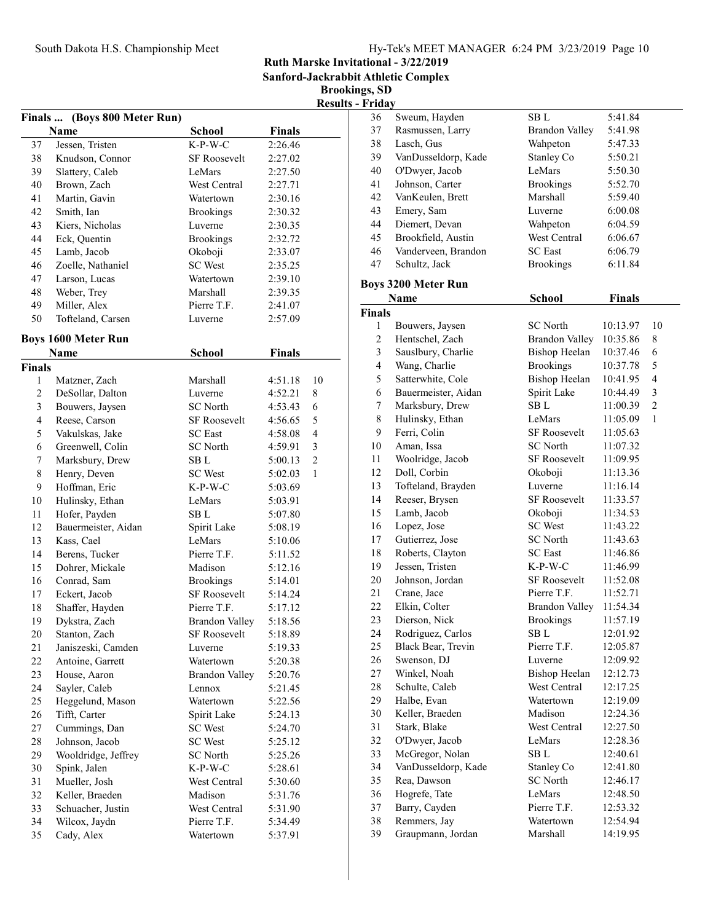# Ruth Marske Invitational - 3/22/2019
## Sanford-Jackrabbit Athletic Complex
### Brookings, SD
### Results - Friday

**Finals ... (Boys 800 Meter Run)**

| | Name | School | Finals | |
|---|---|---|---|---|
| 37 | Jessen, Tristen | K-P-W-C | 2:26.46 | |
| 38 | Knudson, Connor | SF Roosevelt | 2:27.02 | |
| 39 | Slattery, Caleb | LeMars | 2:27.50 | |
| 40 | Brown, Zach | West Central | 2:27.71 | |
| 41 | Martin, Gavin | Watertown | 2:30.16 | |
| 42 | Smith, Ian | Brookings | 2:30.32 | |
| 43 | Kiers, Nicholas | Luverne | 2:30.35 | |
| 44 | Eck, Quentin | Brookings | 2:32.72 | |
| 45 | Lamb, Jacob | Okoboji | 2:33.07 | |
| 46 | Zoelle, Nathaniel | SC West | 2:35.25 | |
| 47 | Larson, Lucas | Watertown | 2:39.10 | |
| 48 | Weber, Trey | Marshall | 2:39.35 | |
| 49 | Miller, Alex | Pierre T.F. | 2:41.07 | |
| 50 | Tofteland, Carsen | Luverne | 2:57.09 | |

**Boys 1600 Meter Run**

| | Name | School | Finals | |
|---|---|---|---|---|
| **Finals** | | | | |
| 1 | Matzner, Zach | Marshall | 4:51.18 | 10 |
| 2 | DeSollar, Dalton | Luverne | 4:52.21 | 8 |
| 3 | Bouwers, Jaysen | SC North | 4:53.43 | 6 |
| 4 | Reese, Carson | SF Roosevelt | 4:56.65 | 5 |
| 5 | Vakulskas, Jake | SC East | 4:58.08 | 4 |
| 6 | Greenwell, Colin | SC North | 4:59.91 | 3 |
| 7 | Marksbury, Drew | SB L | 5:00.13 | 2 |
| 8 | Henry, Deven | SC West | 5:02.03 | 1 |
| 9 | Hoffman, Eric | K-P-W-C | 5:03.69 | |
| 10 | Hulinsky, Ethan | LeMars | 5:03.91 | |
| 11 | Hofer, Payden | SB L | 5:07.80 | |
| 12 | Bauermeister, Aidan | Spirit Lake | 5:08.19 | |
| 13 | Kass, Cael | LeMars | 5:10.06 | |
| 14 | Berens, Tucker | Pierre T.F. | 5:11.52 | |
| 15 | Dohrer, Mickale | Madison | 5:12.16 | |
| 16 | Conrad, Sam | Brookings | 5:14.01 | |
| 17 | Eckert, Jacob | SF Roosevelt | 5:14.24 | |
| 18 | Shaffer, Hayden | Pierre T.F. | 5:17.12 | |
| 19 | Dykstra, Zach | Brandon Valley | 5:18.56 | |
| 20 | Stanton, Zach | SF Roosevelt | 5:18.89 | |
| 21 | Janiszeski, Camden | Luverne | 5:19.33 | |
| 22 | Antoine, Garrett | Watertown | 5:20.38 | |
| 23 | House, Aaron | Brandon Valley | 5:20.76 | |
| 24 | Sayler, Caleb | Lennox | 5:21.45 | |
| 25 | Heggelund, Mason | Watertown | 5:22.56 | |
| 26 | Tifft, Carter | Spirit Lake | 5:24.13 | |
| 27 | Cummings, Dan | SC West | 5:24.70 | |
| 28 | Johnson, Jacob | SC West | 5:25.12 | |
| 29 | Wooldridge, Jeffrey | SC North | 5:25.26 | |
| 30 | Spink, Jalen | K-P-W-C | 5:28.61 | |
| 31 | Mueller, Josh | West Central | 5:30.60 | |
| 32 | Keller, Braeden | Madison | 5:31.76 | |
| 33 | Schuacher, Justin | West Central | 5:31.90 | |
| 34 | Wilcox, Jaydn | Pierre T.F. | 5:34.49 | |
| 35 | Cady, Alex | Watertown | 5:37.91 | |
| 36 | Sweum, Hayden | SB L | 5:41.84 | |
| 37 | Rasmussen, Larry | Brandon Valley | 5:41.98 | |
| 38 | Lasch, Gus | Wahpeton | 5:47.33 | |
| 39 | VanDusseldorp, Kade | Stanley Co | 5:50.21 | |
| 40 | O'Dwyer, Jacob | LeMars | 5:50.30 | |
| 41 | Johnson, Carter | Brookings | 5:52.70 | |
| 42 | VanKeulen, Brett | Marshall | 5:59.40 | |
| 43 | Emery, Sam | Luverne | 6:00.08 | |
| 44 | Diemert, Devan | Wahpeton | 6:04.59 | |
| 45 | Brookfield, Austin | West Central | 6:06.67 | |
| 46 | Vanderveen, Brandon | SC East | 6:06.79 | |
| 47 | Schultz, Jack | Brookings | 6:11.84 | |

**Boys 3200 Meter Run**

| | Name | School | Finals | |
|---|---|---|---|---|
| **Finals** | | | | |
| 1 | Bouwers, Jaysen | SC North | 10:13.97 | 10 |
| 2 | Hentschel, Zach | Brandon Valley | 10:35.86 | 8 |
| 3 | Sauslbury, Charlie | Bishop Heelan | 10:37.46 | 6 |
| 4 | Wang, Charlie | Brookings | 10:37.78 | 5 |
| 5 | Satterwhite, Cole | Bishop Heelan | 10:41.95 | 4 |
| 6 | Bauermeister, Aidan | Spirit Lake | 10:44.49 | 3 |
| 7 | Marksbury, Drew | SB L | 11:00.39 | 2 |
| 8 | Hulinsky, Ethan | LeMars | 11:05.09 | 1 |
| 9 | Ferri, Colin | SF Roosevelt | 11:05.63 | |
| 10 | Aman, Issa | SC North | 11:07.32 | |
| 11 | Woolridge, Jacob | SF Roosevelt | 11:09.95 | |
| 12 | Doll, Corbin | Okoboji | 11:13.36 | |
| 13 | Tofteland, Brayden | Luverne | 11:16.14 | |
| 14 | Reeser, Brysen | SF Roosevelt | 11:33.57 | |
| 15 | Lamb, Jacob | Okoboji | 11:34.53 | |
| 16 | Lopez, Jose | SC West | 11:43.22 | |
| 17 | Gutierrez, Jose | SC North | 11:43.63 | |
| 18 | Roberts, Clayton | SC East | 11:46.86 | |
| 19 | Jessen, Tristen | K-P-W-C | 11:46.99 | |
| 20 | Johnson, Jordan | SF Roosevelt | 11:52.08 | |
| 21 | Crane, Jace | Pierre T.F. | 11:52.71 | |
| 22 | Elkin, Colter | Brandon Valley | 11:54.34 | |
| 23 | Dierson, Nick | Brookings | 11:57.19 | |
| 24 | Rodriguez, Carlos | SB L | 12:01.92 | |
| 25 | Black Bear, Trevin | Pierre T.F. | 12:05.87 | |
| 26 | Swenson, DJ | Luverne | 12:09.92 | |
| 27 | Winkel, Noah | Bishop Heelan | 12:12.73 | |
| 28 | Schulte, Caleb | West Central | 12:17.25 | |
| 29 | Halbe, Evan | Watertown | 12:19.09 | |
| 30 | Keller, Braeden | Madison | 12:24.36 | |
| 31 | Stark, Blake | West Central | 12:27.50 | |
| 32 | O'Dwyer, Jacob | LeMars | 12:28.36 | |
| 33 | McGregor, Nolan | SB L | 12:40.61 | |
| 34 | VanDusseldorp, Kade | Stanley Co | 12:41.80 | |
| 35 | Rea, Dawson | SC North | 12:46.17 | |
| 36 | Hogrefe, Tate | LeMars | 12:48.50 | |
| 37 | Barry, Cayden | Pierre T.F. | 12:53.32 | |
| 38 | Remmers, Jay | Watertown | 12:54.94 | |
| 39 | Graupmann, Jordan | Marshall | 14:19.95 | |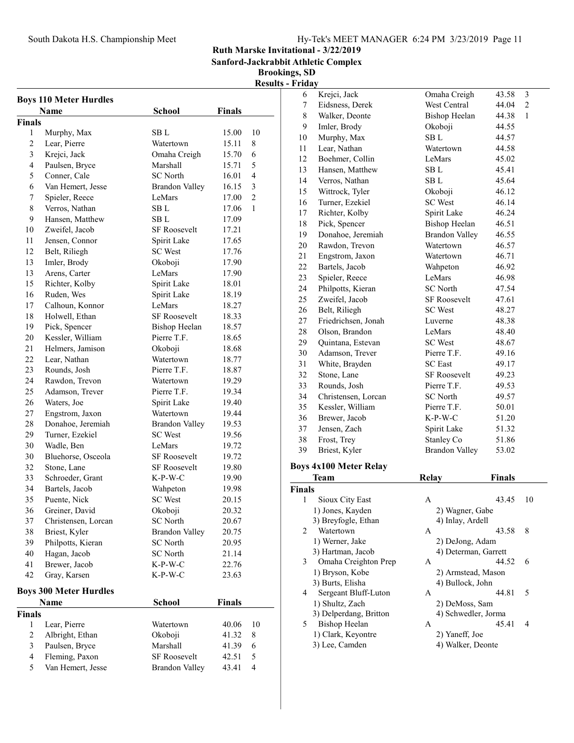**Ruth Marske Invitational - 3/22/2019**
**Sanford-Jackrabbit Athletic Complex**
**Brookings, SD**
**Results - Friday**

## Boys 110 Meter Hurdles

| | Name | School | Finals | |
|---|---|---|---|---|
| **Finals** | | | | |
| 1 | Murphy, Max | SB L | 15.00 | 10 |
| 2 | Lear, Pierre | Watertown | 15.11 | 8 |
| 3 | Krejci, Jack | Omaha Creigh | 15.70 | 6 |
| 4 | Paulsen, Bryce | Marshall | 15.71 | 5 |
| 5 | Conner, Cale | SC North | 16.01 | 4 |
| 6 | Van Hemert, Jesse | Brandon Valley | 16.15 | 3 |
| 7 | Spieler, Reece | LeMars | 17.00 | 2 |
| 8 | Verros, Nathan | SB L | 17.06 | 1 |
| 9 | Hansen, Matthew | SB L | 17.09 | |
| 10 | Zweifel, Jacob | SF Roosevelt | 17.21 | |
| 11 | Jensen, Connor | Spirit Lake | 17.65 | |
| 12 | Belt, Riliegh | SC West | 17.76 | |
| 13 | Imler, Brody | Okoboji | 17.90 | |
| 13 | Arens, Carter | LeMars | 17.90 | |
| 15 | Richter, Kolby | Spirit Lake | 18.01 | |
| 16 | Ruden, Wes | Spirit Lake | 18.19 | |
| 17 | Calhoun, Konnor | LeMars | 18.27 | |
| 18 | Holwell, Ethan | SF Roosevelt | 18.33 | |
| 19 | Pick, Spencer | Bishop Heelan | 18.57 | |
| 20 | Kessler, William | Pierre T.F. | 18.65 | |
| 21 | Helmers, Jamison | Okoboji | 18.68 | |
| 22 | Lear, Nathan | Watertown | 18.77 | |
| 23 | Rounds, Josh | Pierre T.F. | 18.87 | |
| 24 | Rawdon, Trevon | Watertown | 19.29 | |
| 25 | Adamson, Trever | Pierre T.F. | 19.34 | |
| 26 | Waters, Joe | Spirit Lake | 19.40 | |
| 27 | Engstrom, Jaxon | Watertown | 19.44 | |
| 28 | Donahoe, Jeremiah | Brandon Valley | 19.53 | |
| 29 | Turner, Ezekiel | SC West | 19.56 | |
| 30 | Wadle, Ben | LeMars | 19.72 | |
| 30 | Bluehorse, Osceola | SF Roosevelt | 19.72 | |
| 32 | Stone, Lane | SF Roosevelt | 19.80 | |
| 33 | Schroeder, Grant | K-P-W-C | 19.90 | |
| 34 | Bartels, Jacob | Wahpeton | 19.98 | |
| 35 | Puente, Nick | SC West | 20.15 | |
| 36 | Greiner, David | Okoboji | 20.32 | |
| 37 | Christensen, Lorcan | SC North | 20.67 | |
| 38 | Briest, Kyler | Brandon Valley | 20.75 | |
| 39 | Philpotts, Kieran | SC North | 20.95 | |
| 40 | Hagan, Jacob | SC North | 21.14 | |
| 41 | Brewer, Jacob | K-P-W-C | 22.76 | |
| 42 | Gray, Karsen | K-P-W-C | 23.63 | |

## Boys 300 Meter Hurdles

| | Name | School | Finals | |
|---|---|---|---|---|
| **Finals** | | | | |
| 1 | Lear, Pierre | Watertown | 40.06 | 10 |
| 2 | Albright, Ethan | Okoboji | 41.32 | 8 |
| 3 | Paulsen, Bryce | Marshall | 41.39 | 6 |
| 4 | Fleming, Paxon | SF Roosevelt | 42.51 | 5 |
| 5 | Van Hemert, Jesse | Brandon Valley | 43.41 | 4 |
| 6 | Krejci, Jack | Omaha Creigh | 43.58 | 3 |
| 7 | Eidsness, Derek | West Central | 44.04 | 2 |
| 8 | Walker, Deonte | Bishop Heelan | 44.38 | 1 |
| 9 | Imler, Brody | Okoboji | 44.55 | |
| 10 | Murphy, Max | SB L | 44.57 | |
| 11 | Lear, Nathan | Watertown | 44.58 | |
| 12 | Boehmer, Collin | LeMars | 45.02 | |
| 13 | Hansen, Matthew | SB L | 45.41 | |
| 14 | Verros, Nathan | SB L | 45.64 | |
| 15 | Wittrock, Tyler | Okoboji | 46.12 | |
| 16 | Turner, Ezekiel | SC West | 46.14 | |
| 17 | Richter, Kolby | Spirit Lake | 46.24 | |
| 18 | Pick, Spencer | Bishop Heelan | 46.51 | |
| 19 | Donahoe, Jeremiah | Brandon Valley | 46.55 | |
| 20 | Rawdon, Trevon | Watertown | 46.57 | |
| 21 | Engstrom, Jaxon | Watertown | 46.71 | |
| 22 | Bartels, Jacob | Wahpeton | 46.92 | |
| 23 | Spieler, Reece | LeMars | 46.98 | |
| 24 | Philpotts, Kieran | SC North | 47.54 | |
| 25 | Zweifel, Jacob | SF Roosevelt | 47.61 | |
| 26 | Belt, Riliegh | SC West | 48.27 | |
| 27 | Friedrichsen, Jonah | Luverne | 48.38 | |
| 28 | Olson, Brandon | LeMars | 48.40 | |
| 29 | Quintana, Estevan | SC West | 48.67 | |
| 30 | Adamson, Trever | Pierre T.F. | 49.16 | |
| 31 | White, Brayden | SC East | 49.17 | |
| 32 | Stone, Lane | SF Roosevelt | 49.23 | |
| 33 | Rounds, Josh | Pierre T.F. | 49.53 | |
| 34 | Christensen, Lorcan | SC North | 49.57 | |
| 35 | Kessler, William | Pierre T.F. | 50.01 | |
| 36 | Brewer, Jacob | K-P-W-C | 51.20 | |
| 37 | Jensen, Zach | Spirit Lake | 51.32 | |
| 38 | Frost, Trey | Stanley Co | 51.86 | |
| 39 | Briest, Kyler | Brandon Valley | 53.02 | |

## Boys 4x100 Meter Relay

| | Team | Relay | Finals | |
|---|---|---|---|---|
| **Finals** | | | | |
| 1 | Sioux City East | A | 43.45 | 10 |
| | 1) Jones, Kayden | 2) Wagner, Gabe | | |
| | 3) Breyfogle, Ethan | 4) Inlay, Ardell | | |
| 2 | Watertown | A | 43.58 | 8 |
| | 1) Werner, Jake | 2) DeJong, Adam | | |
| | 3) Hartman, Jacob | 4) Determan, Garrett | | |
| 3 | Omaha Creighton Prep | A | 44.52 | 6 |
| | 1) Bryson, Kobe | 2) Armstead, Mason | | |
| | 3) Burts, Elisha | 4) Bullock, John | | |
| 4 | Sergeant Bluff-Luton | A | 44.81 | 5 |
| | 1) Shultz, Zach | 2) DeMoss, Sam | | |
| | 3) Delperdang, Britton | 4) Schwedler, Jorma | | |
| 5 | Bishop Heelan | A | 45.41 | 4 |
| | 1) Clark, Keyontre | 2) Yaneff, Joe | | |
| | 3) Lee, Camden | 4) Walker, Deonte | | |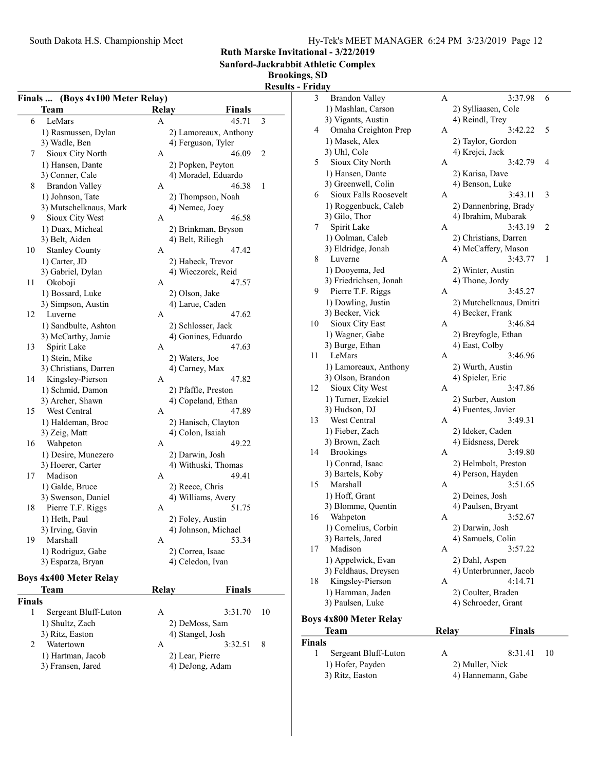Ruth Marske Invitational - 3/22/2019
Sanford-Jackrabbit Athletic Complex
Brookings, SD
Results - Friday

### Finals ... (Boys 4x100 Meter Relay)

| | Team | Relay | Finals | |
|---|---|---|---|---|
| 6 | LeMars | A | 45.71 | 3 |
| | 1) Rasmussen, Dylan | 2) Lamoreaux, Anthony | | |
| | 3) Wadle, Ben | 4) Ferguson, Tyler | | |
| 7 | Sioux City North | A | 46.09 | 2 |
| | 1) Hansen, Dante | 2) Popken, Peyton | | |
| | 3) Conner, Cale | 4) Moradel, Eduardo | | |
| 8 | Brandon Valley | A | 46.38 | 1 |
| | 1) Johnson, Tate | 2) Thompson, Noah | | |
| | 3) Mutschelknaus, Mark | 4) Nemec, Joey | | |
| 9 | Sioux City West | A | 46.58 | |
| | 1) Duax, Micheal | 2) Brinkman, Bryson | | |
| | 3) Belt, Aiden | 4) Belt, Riliegh | | |
| 10 | Stanley County | A | 47.42 | |
| | 1) Carter, JD | 2) Habeck, Trevor | | |
| | 3) Gabriel, Dylan | 4) Wieczorek, Reid | | |
| 11 | Okoboji | A | 47.57 | |
| | 1) Bossard, Luke | 2) Olson, Jake | | |
| | 3) Simpson, Austin | 4) Larue, Caden | | |
| 12 | Luverne | A | 47.62 | |
| | 1) Sandbulte, Ashton | 2) Schlosser, Jack | | |
| | 3) McCarthy, Jamie | 4) Gonines, Eduardo | | |
| 13 | Spirit Lake | A | 47.63 | |
| | 1) Stein, Mike | 2) Waters, Joe | | |
| | 3) Christians, Darren | 4) Carney, Max | | |
| 14 | Kingsley-Pierson | A | 47.82 | |
| | 1) Schmid, Damon | 2) Pfaffle, Preston | | |
| | 3) Archer, Shawn | 4) Copeland, Ethan | | |
| 15 | West Central | A | 47.89 | |
| | 1) Haldeman, Broc | 2) Hanisch, Clayton | | |
| | 3) Zeig, Matt | 4) Colon, Isaiah | | |
| 16 | Wahpeton | A | 49.22 | |
| | 1) Desire, Munezero | 2) Darwin, Josh | | |
| | 3) Hoerer, Carter | 4) Withuski, Thomas | | |
| 17 | Madison | A | 49.41 | |
| | 1) Galde, Bruce | 2) Reece, Chris | | |
| | 3) Swenson, Daniel | 4) Williams, Avery | | |
| 18 | Pierre T.F. Riggs | A | 51.75 | |
| | 1) Heth, Paul | 2) Foley, Austin | | |
| | 3) Irving, Gavin | 4) Johnson, Michael | | |
| 19 | Marshall | A | 53.34 | |
| | 1) Rodriguz, Gabe | 2) Correa, Isaac | | |
| | 3) Esparza, Bryan | 4) Celedon, Ivan | | |

### Boys 4x400 Meter Relay

| | Team | Relay | Finals | |
|---|---|---|---|---|
| **Finals** | | | | |
| 1 | Sergeant Bluff-Luton | A | 3:31.70 | 10 |
| | 1) Shultz, Zach | 2) DeMoss, Sam | | |
| | 3) Ritz, Easton | 4) Stangel, Josh | | |
| 2 | Watertown | A | 3:32.51 | 8 |
| | 1) Hartman, Jacob | 2) Lear, Pierre | | |
| | 3) Fransen, Jared | 4) DeJong, Adam | | |
| 3 | Brandon Valley | A | 3:37.98 | 6 |
| | 1) Mashlan, Carson | 2) Sylliaasen, Cole | | |
| | 3) Vigants, Austin | 4) Reindl, Trey | | |
| 4 | Omaha Creighton Prep | A | 3:42.22 | 5 |
| | 1) Masek, Alex | 2) Taylor, Gordon | | |
| | 3) Uhl, Cole | 4) Krejci, Jack | | |
| 5 | Sioux City North | A | 3:42.79 | 4 |
| | 1) Hansen, Dante | 2) Karisa, Dave | | |
| | 3) Greenwell, Colin | 4) Benson, Luke | | |
| 6 | Sioux Falls Roosevelt | A | 3:43.11 | 3 |
| | 1) Roggenbuck, Caleb | 2) Dannenbring, Brady | | |
| | 3) Gilo, Thor | 4) Ibrahim, Mubarak | | |
| 7 | Spirit Lake | A | 3:43.19 | 2 |
| | 1) Oolman, Caleb | 2) Christians, Darren | | |
| | 3) Eldridge, Jonah | 4) McCaffery, Mason | | |
| 8 | Luverne | A | 3:43.77 | 1 |
| | 1) Dooyema, Jed | 2) Winter, Austin | | |
| | 3) Friedrichsen, Jonah | 4) Thone, Jordy | | |
| 9 | Pierre T.F. Riggs | A | 3:45.27 | |
| | 1) Dowling, Justin | 2) Mutchelknaus, Dmitri | | |
| | 3) Becker, Vick | 4) Becker, Frank | | |
| 10 | Sioux City East | A | 3:46.84 | |
| | 1) Wagner, Gabe | 2) Breyfogle, Ethan | | |
| | 3) Burge, Ethan | 4) East, Colby | | |
| 11 | LeMars | A | 3:46.96 | |
| | 1) Lamoreaux, Anthony | 2) Wurth, Austin | | |
| | 3) Olson, Brandon | 4) Spieler, Eric | | |
| 12 | Sioux City West | A | 3:47.86 | |
| | 1) Turner, Ezekiel | 2) Surber, Auston | | |
| | 3) Hudson, DJ | 4) Fuentes, Javier | | |
| 13 | West Central | A | 3:49.31 | |
| | 1) Fieber, Zach | 2) Ideker, Caden | | |
| | 3) Brown, Zach | 4) Eidsness, Derek | | |
| 14 | Brookings | A | 3:49.80 | |
| | 1) Conrad, Isaac | 2) Helmbolt, Preston | | |
| | 3) Bartels, Koby | 4) Person, Hayden | | |
| 15 | Marshall | A | 3:51.65 | |
| | 1) Hoff, Grant | 2) Deines, Josh | | |
| | 3) Blomme, Quentin | 4) Paulsen, Bryant | | |
| 16 | Wahpeton | A | 3:52.67 | |
| | 1) Cornelius, Corbin | 2) Darwin, Josh | | |
| | 3) Bartels, Jared | 4) Samuels, Colin | | |
| 17 | Madison | A | 3:57.22 | |
| | 1) Appelwick, Evan | 2) Dahl, Aspen | | |
| | 3) Feldhaus, Dreysen | 4) Unterbrunner, Jacob | | |
| 18 | Kingsley-Pierson | A | 4:14.71 | |
| | 1) Hamman, Jaden | 2) Coulter, Braden | | |
| | 3) Paulsen, Luke | 4) Schroeder, Grant | | |

### Boys 4x800 Meter Relay

| | Team | Relay | Finals | |
|---|---|---|---|---|
| **Finals** | | | | |
| 1 | Sergeant Bluff-Luton | A | 8:31.41 | 10 |
| | 1) Hofer, Payden | 2) Muller, Nick | | |
| | 3) Ritz, Easton | 4) Hannemann, Gabe | | |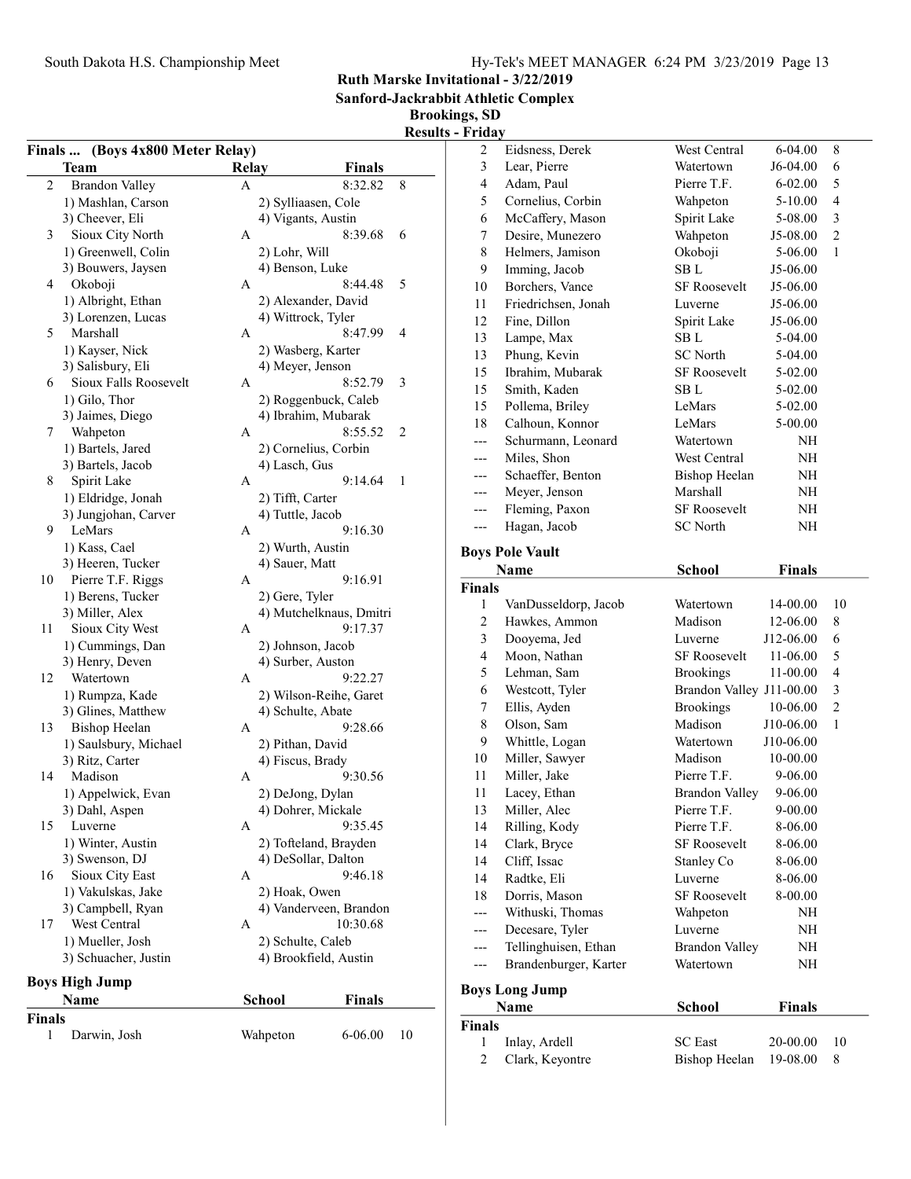# Ruth Marske Invitational - 3/22/2019

## Sanford-Jackrabbit Athletic Complex

## Brookings, SD

## Results - Friday

### Finals ... (Boys 4x800 Meter Relay)

| | Team | Relay | Finals | |
|---|---|---|---|---|
| 2 | Brandon Valley | A | 8:32.82 | 8 |
| | 1) Mashlan, Carson | 2) Sylliaasen, Cole | | |
| | 3) Cheever, Eli | 4) Vigants, Austin | | |
| 3 | Sioux City North | A | 8:39.68 | 6 |
| | 1) Greenwell, Colin | 2) Lohr, Will | | |
| | 3) Bouwers, Jaysen | 4) Benson, Luke | | |
| 4 | Okoboji | A | 8:44.48 | 5 |
| | 1) Albright, Ethan | 2) Alexander, David | | |
| | 3) Lorenzen, Lucas | 4) Wittrock, Tyler | | |
| 5 | Marshall | A | 8:47.99 | 4 |
| | 1) Kayser, Nick | 2) Wasberg, Karter | | |
| | 3) Salisbury, Eli | 4) Meyer, Jenson | | |
| 6 | Sioux Falls Roosevelt | A | 8:52.79 | 3 |
| | 1) Gilo, Thor | 2) Roggenbuck, Caleb | | |
| | 3) Jaimes, Diego | 4) Ibrahim, Mubarak | | |
| 7 | Wahpeton | A | 8:55.52 | 2 |
| | 1) Bartels, Jared | 2) Cornelius, Corbin | | |
| | 3) Bartels, Jacob | 4) Lasch, Gus | | |
| 8 | Spirit Lake | A | 9:14.64 | 1 |
| | 1) Eldridge, Jonah | 2) Tifft, Carter | | |
| | 3) Jungjohan, Carver | 4) Tuttle, Jacob | | |
| 9 | LeMars | A | 9:16.30 | |
| | 1) Kass, Cael | 2) Wurth, Austin | | |
| | 3) Heeren, Tucker | 4) Sauer, Matt | | |
| 10 | Pierre T.F. Riggs | A | 9:16.91 | |
| | 1) Berens, Tucker | 2) Gere, Tyler | | |
| | 3) Miller, Alex | 4) Mutchelknaus, Dmitri | | |
| 11 | Sioux City West | A | 9:17.37 | |
| | 1) Cummings, Dan | 2) Johnson, Jacob | | |
| | 3) Henry, Deven | 4) Surber, Auston | | |
| 12 | Watertown | A | 9:22.27 | |
| | 1) Rumpza, Kade | 2) Wilson-Reihe, Garet | | |
| | 3) Glines, Matthew | 4) Schulte, Abate | | |
| 13 | Bishop Heelan | A | 9:28.66 | |
| | 1) Saulsbury, Michael | 2) Pithan, David | | |
| | 3) Ritz, Carter | 4) Fiscus, Brady | | |
| 14 | Madison | A | 9:30.56 | |
| | 1) Appelwick, Evan | 2) DeJong, Dylan | | |
| | 3) Dahl, Aspen | 4) Dohrer, Mickale | | |
| 15 | Luverne | A | 9:35.45 | |
| | 1) Winter, Austin | 2) Tofteland, Brayden | | |
| | 3) Swenson, DJ | 4) DeSollar, Dalton | | |
| 16 | Sioux City East | A | 9:46.18 | |
| | 1) Vakulskas, Jake | 2) Hoak, Owen | | |
| | 3) Campbell, Ryan | 4) Vanderveen, Brandon | | |
| 17 | West Central | A | 10:30.68 | |
| | 1) Mueller, Josh | 2) Schulte, Caleb | | |
| | 3) Schuacher, Justin | 4) Brookfield, Austin | | |

### Boys High Jump

| | Name | School | Finals | |
|---|---|---|---|---|
| **Finals** | | | | |
| 1 | Darwin, Josh | Wahpeton | 6-06.00 | 10 |
| 2 | Eidsness, Derek | West Central | 6-04.00 | 8 |
| 3 | Lear, Pierre | Watertown | J6-04.00 | 6 |
| 4 | Adam, Paul | Pierre T.F. | 6-02.00 | 5 |
| 5 | Cornelius, Corbin | Wahpeton | 5-10.00 | 4 |
| 6 | McCaffery, Mason | Spirit Lake | 5-08.00 | 3 |
| 7 | Desire, Munezero | Wahpeton | J5-08.00 | 2 |
| 8 | Helmers, Jamison | Okoboji | 5-06.00 | 1 |
| 9 | Imming, Jacob | SB L | J5-06.00 | |
| 10 | Borchers, Vance | SF Roosevelt | J5-06.00 | |
| 11 | Friedrichsen, Jonah | Luverne | J5-06.00 | |
| 12 | Fine, Dillon | Spirit Lake | J5-06.00 | |
| 13 | Lampe, Max | SB L | 5-04.00 | |
| 13 | Phung, Kevin | SC North | 5-04.00 | |
| 15 | Ibrahim, Mubarak | SF Roosevelt | 5-02.00 | |
| 15 | Smith, Kaden | SB L | 5-02.00 | |
| 15 | Pollema, Briley | LeMars | 5-02.00 | |
| 18 | Calhoun, Konnor | LeMars | 5-00.00 | |
| --- | Schurmann, Leonard | Watertown | NH | |
| --- | Miles, Shon | West Central | NH | |
| --- | Schaeffer, Benton | Bishop Heelan | NH | |
| --- | Meyer, Jenson | Marshall | NH | |
| --- | Fleming, Paxon | SF Roosevelt | NH | |
| --- | Hagan, Jacob | SC North | NH | |

### Boys Pole Vault

| | Name | School | Finals | |
|---|---|---|---|---|
| **Finals** | | | | |
| 1 | VanDusseldorp, Jacob | Watertown | 14-00.00 | 10 |
| 2 | Hawkes, Ammon | Madison | 12-06.00 | 8 |
| 3 | Dooyema, Jed | Luverne | J12-06.00 | 6 |
| 4 | Moon, Nathan | SF Roosevelt | 11-06.00 | 5 |
| 5 | Lehman, Sam | Brookings | 11-00.00 | 4 |
| 6 | Westcott, Tyler | Brandon Valley | J11-00.00 | 3 |
| 7 | Ellis, Ayden | Brookings | 10-06.00 | 2 |
| 8 | Olson, Sam | Madison | J10-06.00 | 1 |
| 9 | Whittle, Logan | Watertown | J10-06.00 | |
| 10 | Miller, Sawyer | Madison | 10-00.00 | |
| 11 | Miller, Jake | Pierre T.F. | 9-06.00 | |
| 11 | Lacey, Ethan | Brandon Valley | 9-06.00 | |
| 13 | Miller, Alec | Pierre T.F. | 9-00.00 | |
| 14 | Rilling, Kody | Pierre T.F. | 8-06.00 | |
| 14 | Clark, Bryce | SF Roosevelt | 8-06.00 | |
| 14 | Cliff, Issac | Stanley Co | 8-06.00 | |
| 14 | Radtke, Eli | Luverne | 8-06.00 | |
| 18 | Dorris, Mason | SF Roosevelt | 8-00.00 | |
| --- | Withuski, Thomas | Wahpeton | NH | |
| --- | Decesare, Tyler | Luverne | NH | |
| --- | Tellinghuisen, Ethan | Brandon Valley | NH | |
| --- | Brandenburger, Karter | Watertown | NH | |

### Boys Long Jump

| | Name | School | Finals | |
|---|---|---|---|---|
| **Finals** | | | | |
| 1 | Inlay, Ardell | SC East | 20-00.00 | 10 |
| 2 | Clark, Keyontre | Bishop Heelan | 19-08.00 | 8 |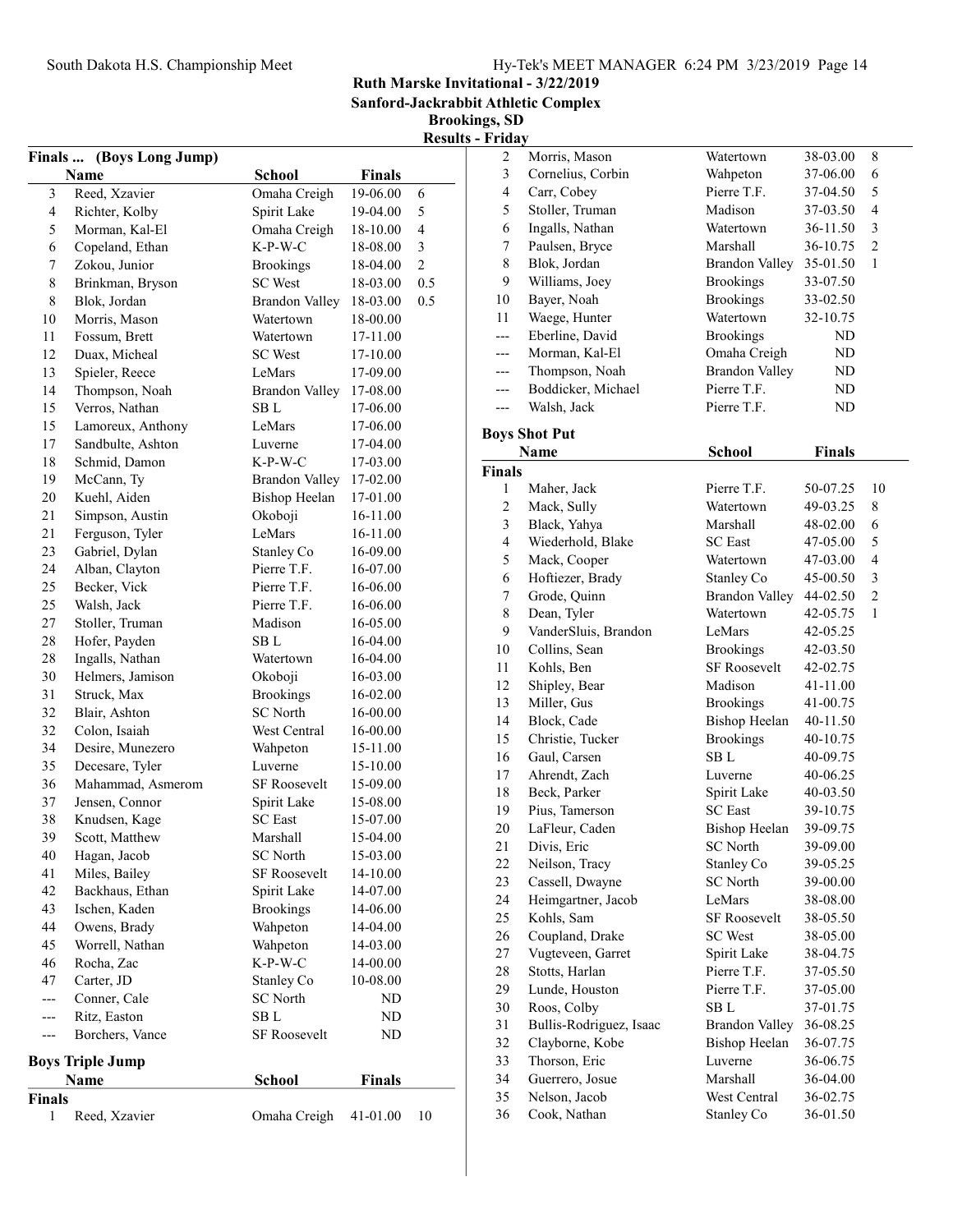## Ruth Marske Invitational - 3/22/2019

**Sanford-Jackrabbit Athletic Complex**

**Brookings, SD**

**Results - Friday**

### Finals ... (Boys Long Jump)

| | Name | School | Finals | |
|---|---|---|---|---|
| 3 | Reed, Xzavier | Omaha Creigh | 19-06.00 | 6 |
| 4 | Richter, Kolby | Spirit Lake | 19-04.00 | 5 |
| 5 | Morman, Kal-El | Omaha Creigh | 18-10.00 | 4 |
| 6 | Copeland, Ethan | K-P-W-C | 18-08.00 | 3 |
| 7 | Zokou, Junior | Brookings | 18-04.00 | 2 |
| 8 | Brinkman, Bryson | SC West | 18-03.00 | 0.5 |
| 8 | Blok, Jordan | Brandon Valley | 18-03.00 | 0.5 |
| 10 | Morris, Mason | Watertown | 18-00.00 | |
| 11 | Fossum, Brett | Watertown | 17-11.00 | |
| 12 | Duax, Micheal | SC West | 17-10.00 | |
| 13 | Spieler, Reece | LeMars | 17-09.00 | |
| 14 | Thompson, Noah | Brandon Valley | 17-08.00 | |
| 15 | Verros, Nathan | SB L | 17-06.00 | |
| 15 | Lamoreux, Anthony | LeMars | 17-06.00 | |
| 17 | Sandbulte, Ashton | Luverne | 17-04.00 | |
| 18 | Schmid, Damon | K-P-W-C | 17-03.00 | |
| 19 | McCann, Ty | Brandon Valley | 17-02.00 | |
| 20 | Kuehl, Aiden | Bishop Heelan | 17-01.00 | |
| 21 | Simpson, Austin | Okoboji | 16-11.00 | |
| 21 | Ferguson, Tyler | LeMars | 16-11.00 | |
| 23 | Gabriel, Dylan | Stanley Co | 16-09.00 | |
| 24 | Alban, Clayton | Pierre T.F. | 16-07.00 | |
| 25 | Becker, Vick | Pierre T.F. | 16-06.00 | |
| 25 | Walsh, Jack | Pierre T.F. | 16-06.00 | |
| 27 | Stoller, Truman | Madison | 16-05.00 | |
| 28 | Hofer, Payden | SB L | 16-04.00 | |
| 28 | Ingalls, Nathan | Watertown | 16-04.00 | |
| 30 | Helmers, Jamison | Okoboji | 16-03.00 | |
| 31 | Struck, Max | Brookings | 16-02.00 | |
| 32 | Blair, Ashton | SC North | 16-00.00 | |
| 32 | Colon, Isaiah | West Central | 16-00.00 | |
| 34 | Desire, Munezero | Wahpeton | 15-11.00 | |
| 35 | Decesare, Tyler | Luverne | 15-10.00 | |
| 36 | Mahammad, Asmerom | SF Roosevelt | 15-09.00 | |
| 37 | Jensen, Connor | Spirit Lake | 15-08.00 | |
| 38 | Knudsen, Kage | SC East | 15-07.00 | |
| 39 | Scott, Matthew | Marshall | 15-04.00 | |
| 40 | Hagan, Jacob | SC North | 15-03.00 | |
| 41 | Miles, Bailey | SF Roosevelt | 14-10.00 | |
| 42 | Backhaus, Ethan | Spirit Lake | 14-07.00 | |
| 43 | Ischen, Kaden | Brookings | 14-06.00 | |
| 44 | Owens, Brady | Wahpeton | 14-04.00 | |
| 45 | Worrell, Nathan | Wahpeton | 14-03.00 | |
| 46 | Rocha, Zac | K-P-W-C | 14-00.00 | |
| 47 | Carter, JD | Stanley Co | 10-08.00 | |
| --- | Conner, Cale | SC North | ND | |
| --- | Ritz, Easton | SB L | ND | |
| --- | Borchers, Vance | SF Roosevelt | ND | |

### Boys Triple Jump

| | Name | School | Finals | |
|---|---|---|---|---|
| **Finals** | | | | |
| 1 | Reed, Xzavier | Omaha Creigh | 41-01.00 | 10 |
| 2 | Morris, Mason | Watertown | 38-03.00 | 8 |
| 3 | Cornelius, Corbin | Wahpeton | 37-06.00 | 6 |
| 4 | Carr, Cobey | Pierre T.F. | 37-04.50 | 5 |
| 5 | Stoller, Truman | Madison | 37-03.50 | 4 |
| 6 | Ingalls, Nathan | Watertown | 36-11.50 | 3 |
| 7 | Paulsen, Bryce | Marshall | 36-10.75 | 2 |
| 8 | Blok, Jordan | Brandon Valley | 35-01.50 | 1 |
| 9 | Williams, Joey | Brookings | 33-07.50 | |
| 10 | Bayer, Noah | Brookings | 33-02.50 | |
| 11 | Waege, Hunter | Watertown | 32-10.75 | |
| --- | Eberline, David | Brookings | ND | |
| --- | Morman, Kal-El | Omaha Creigh | ND | |
| --- | Thompson, Noah | Brandon Valley | ND | |
| --- | Boddicker, Michael | Pierre T.F. | ND | |
| --- | Walsh, Jack | Pierre T.F. | ND | |

### Boys Shot Put

| | Name | School | Finals | |
|---|---|---|---|---|
| **Finals** | | | | |
| 1 | Maher, Jack | Pierre T.F. | 50-07.25 | 10 |
| 2 | Mack, Sully | Watertown | 49-03.25 | 8 |
| 3 | Black, Yahya | Marshall | 48-02.00 | 6 |
| 4 | Wiederhold, Blake | SC East | 47-05.00 | 5 |
| 5 | Mack, Cooper | Watertown | 47-03.00 | 4 |
| 6 | Hoftiezer, Brady | Stanley Co | 45-00.50 | 3 |
| 7 | Grode, Quinn | Brandon Valley | 44-02.50 | 2 |
| 8 | Dean, Tyler | Watertown | 42-05.75 | 1 |
| 9 | VanderSluis, Brandon | LeMars | 42-05.25 | |
| 10 | Collins, Sean | Brookings | 42-03.50 | |
| 11 | Kohls, Ben | SF Roosevelt | 42-02.75 | |
| 12 | Shipley, Bear | Madison | 41-11.00 | |
| 13 | Miller, Gus | Brookings | 41-00.75 | |
| 14 | Block, Cade | Bishop Heelan | 40-11.50 | |
| 15 | Christie, Tucker | Brookings | 40-10.75 | |
| 16 | Gaul, Carsen | SB L | 40-09.75 | |
| 17 | Ahrendt, Zach | Luverne | 40-06.25 | |
| 18 | Beck, Parker | Spirit Lake | 40-03.50 | |
| 19 | Pius, Tamerson | SC East | 39-10.75 | |
| 20 | LaFleur, Caden | Bishop Heelan | 39-09.75 | |
| 21 | Divis, Eric | SC North | 39-09.00 | |
| 22 | Neilson, Tracy | Stanley Co | 39-05.25 | |
| 23 | Cassell, Dwayne | SC North | 39-00.00 | |
| 24 | Heimgartner, Jacob | LeMars | 38-08.00 | |
| 25 | Kohls, Sam | SF Roosevelt | 38-05.50 | |
| 26 | Coupland, Drake | SC West | 38-05.00 | |
| 27 | Vugteveen, Garret | Spirit Lake | 38-04.75 | |
| 28 | Stotts, Harlan | Pierre T.F. | 37-05.50 | |
| 29 | Lunde, Houston | Pierre T.F. | 37-05.00 | |
| 30 | Roos, Colby | SB L | 37-01.75 | |
| 31 | Bullis-Rodriguez, Isaac | Brandon Valley | 36-08.25 | |
| 32 | Clayborne, Kobe | Bishop Heelan | 36-07.75 | |
| 33 | Thorson, Eric | Luverne | 36-06.75 | |
| 34 | Guerrero, Josue | Marshall | 36-04.00 | |
| 35 | Nelson, Jacob | West Central | 36-02.75 | |
| 36 | Cook, Nathan | Stanley Co | 36-01.50 | |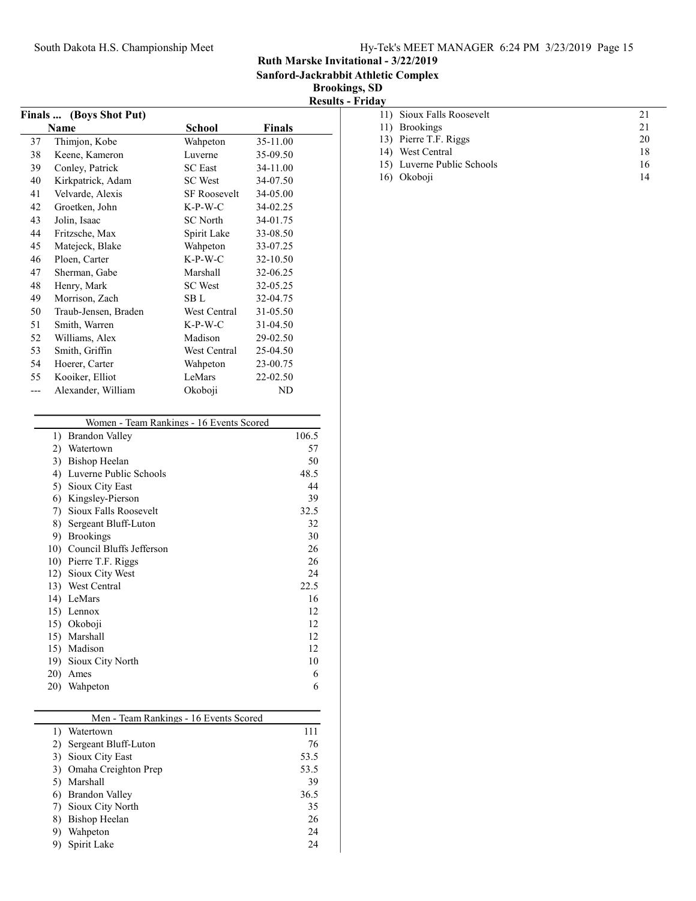# Ruth Marske Invitational - 3/22/2019

## Sanford-Jackrabbit Athletic Complex

## Brookings, SD

## Results - Friday

### Finals ... (Boys Shot Put)

| | Name | School | Finals |
|---|---|---|---|
| 37 | Thimjon, Kobe | Wahpeton | 35-11.00 |
| 38 | Keene, Kameron | Luverne | 35-09.50 |
| 39 | Conley, Patrick | SC East | 34-11.00 |
| 40 | Kirkpatrick, Adam | SC West | 34-07.50 |
| 41 | Velvarde, Alexis | SF Roosevelt | 34-05.00 |
| 42 | Groetken, John | K-P-W-C | 34-02.25 |
| 43 | Jolin, Isaac | SC North | 34-01.75 |
| 44 | Fritzsche, Max | Spirit Lake | 33-08.50 |
| 45 | Matejeck, Blake | Wahpeton | 33-07.25 |
| 46 | Ploen, Carter | K-P-W-C | 32-10.50 |
| 47 | Sherman, Gabe | Marshall | 32-06.25 |
| 48 | Henry, Mark | SC West | 32-05.25 |
| 49 | Morrison, Zach | SB L | 32-04.75 |
| 50 | Traub-Jensen, Braden | West Central | 31-05.50 |
| 51 | Smith, Warren | K-P-W-C | 31-04.50 |
| 52 | Williams, Alex | Madison | 29-02.50 |
| 53 | Smith, Griffin | West Central | 25-04.50 |
| 54 | Hoerer, Carter | Wahpeton | 23-00.75 |
| 55 | Kooiker, Elliot | LeMars | 22-02.50 |
| --- | Alexander, William | Okoboji | ND |

### Women - Team Rankings - 16 Events Scored

| Rank | Team | Points |
|---|---|---|
| 1) | Brandon Valley | 106.5 |
| 2) | Watertown | 57 |
| 3) | Bishop Heelan | 50 |
| 4) | Luverne Public Schools | 48.5 |
| 5) | Sioux City East | 44 |
| 6) | Kingsley-Pierson | 39 |
| 7) | Sioux Falls Roosevelt | 32.5 |
| 8) | Sergeant Bluff-Luton | 32 |
| 9) | Brookings | 30 |
| 10) | Council Bluffs Jefferson | 26 |
| 10) | Pierre T.F. Riggs | 26 |
| 12) | Sioux City West | 24 |
| 13) | West Central | 22.5 |
| 14) | LeMars | 16 |
| 15) | Lennox | 12 |
| 15) | Okoboji | 12 |
| 15) | Marshall | 12 |
| 15) | Madison | 12 |
| 19) | Sioux City North | 10 |
| 20) | Ames | 6 |
| 20) | Wahpeton | 6 |

### Men - Team Rankings - 16 Events Scored

| Rank | Team | Points |
|---|---|---|
| 1) | Watertown | 111 |
| 2) | Sergeant Bluff-Luton | 76 |
| 3) | Sioux City East | 53.5 |
| 3) | Omaha Creighton Prep | 53.5 |
| 5) | Marshall | 39 |
| 6) | Brandon Valley | 36.5 |
| 7) | Sioux City North | 35 |
| 8) | Bishop Heelan | 26 |
| 9) | Wahpeton | 24 |
| 9) | Spirit Lake | 24 |
| 11) | Sioux Falls Roosevelt | 21 |
| 11) | Brookings | 21 |
| 13) | Pierre T.F. Riggs | 20 |
| 14) | West Central | 18 |
| 15) | Luverne Public Schools | 16 |
| 16) | Okoboji | 14 |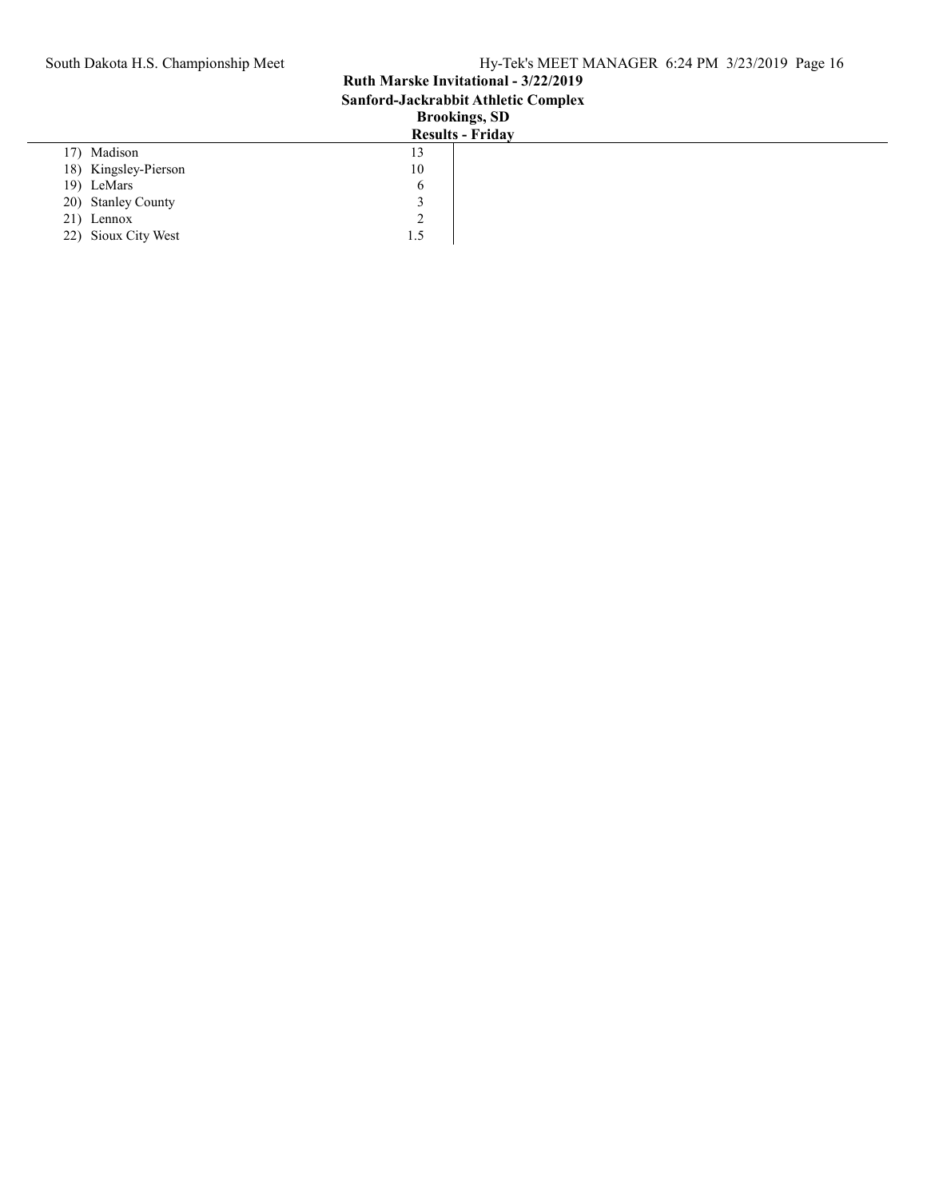| | |
|---|---|
| 17) Madison | 13 |
| 18) Kingsley-Pierson | 10 |
| 19) LeMars | 6 |
| 20) Stanley County | 3 |
| 21) Lennox | 2 |
| 22) Sioux City West | 1.5 |